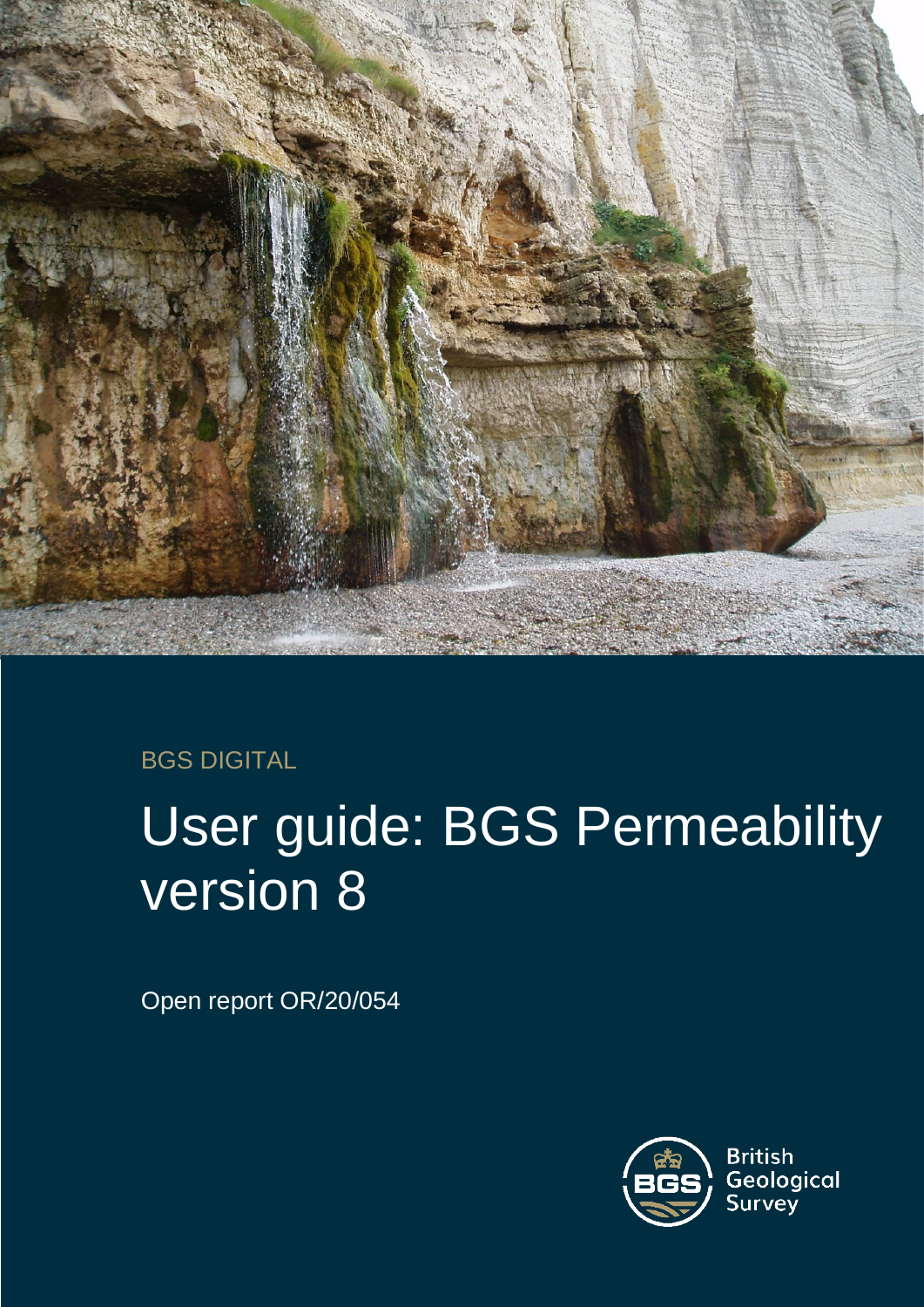BGS DIGITAL

# User guide: BGS Permeability version 8

Open report OR/20/054

British Geological Survey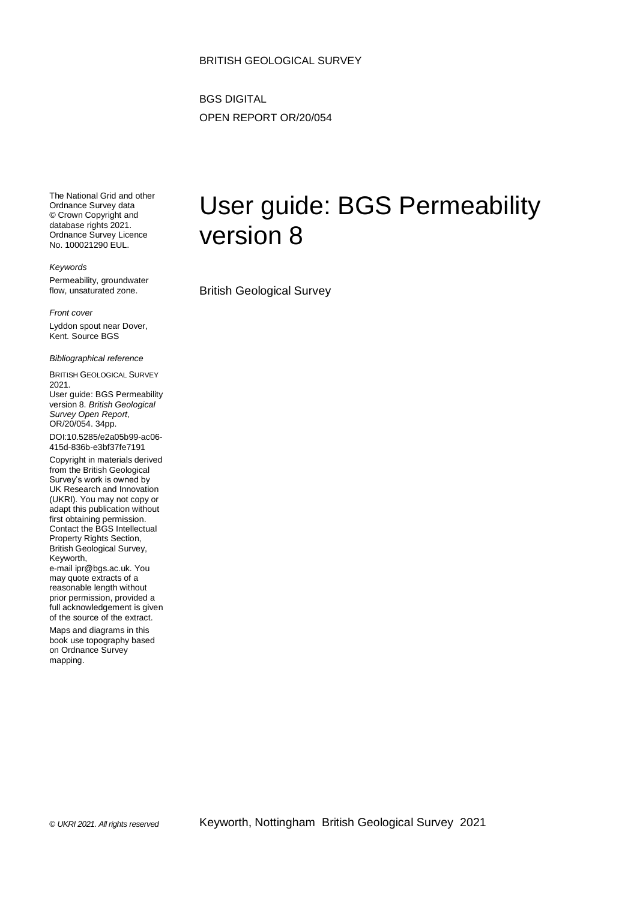BRITISH GEOLOGICAL SURVEY

BGS DIGITAL

OPEN REPORT OR/20/054

# User guide: BGS Permeability version 8

British Geological Survey

The National Grid and other Ordnance Survey data © Crown Copyright and database rights 2021. Ordnance Survey Licence No. 100021290 EUL.

*Keywords*

Permeability, groundwater flow, unsaturated zone.

*Front cover*

Lyddon spout near Dover, Kent. Source BGS

*Bibliographical reference*

BRITISH GEOLOGICAL SURVEY 2021.
User guide: BGS Permeability version 8. *British Geological Survey Open Report*, OR/20/054. 34pp.

DOI:10.5285/e2a05b99-ac06-415d-836b-e3bf37fe7191

Copyright in materials derived from the British Geological Survey's work is owned by UK Research and Innovation (UKRI). You may not copy or adapt this publication without first obtaining permission. Contact the BGS Intellectual Property Rights Section, British Geological Survey, Keyworth,
e-mail ipr@bgs.ac.uk. You may quote extracts of a reasonable length without prior permission, provided a full acknowledgement is given of the source of the extract.

Maps and diagrams in this book use topography based on Ordnance Survey mapping.

*© UKRI 2021. All rights reserved*

Keyworth, Nottingham British Geological Survey 2021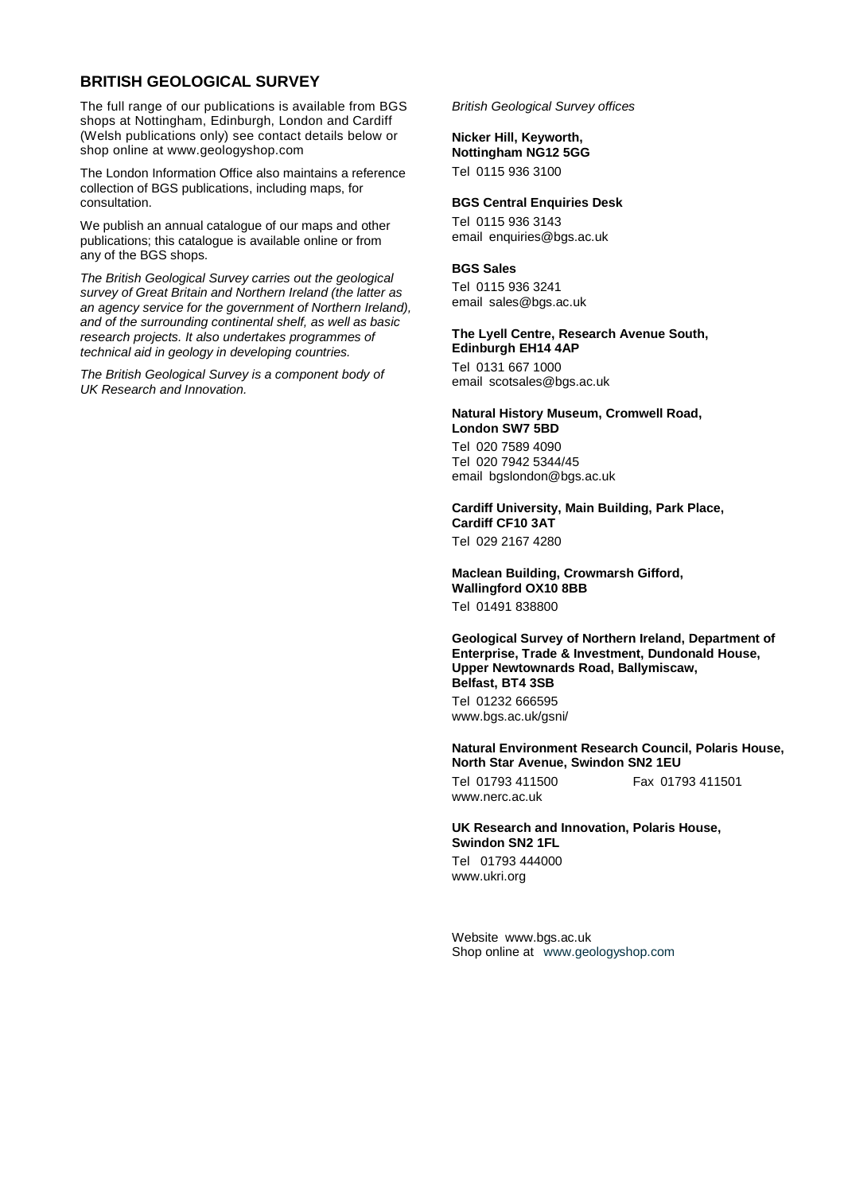## BRITISH GEOLOGICAL SURVEY

The full range of our publications is available from BGS shops at Nottingham, Edinburgh, London and Cardiff (Welsh publications only) see contact details below or shop online at www.geologyshop.com

The London Information Office also maintains a reference collection of BGS publications, including maps, for consultation.

We publish an annual catalogue of our maps and other publications; this catalogue is available online or from any of the BGS shops.

*The British Geological Survey carries out the geological survey of Great Britain and Northern Ireland (the latter as an agency service for the government of Northern Ireland), and of the surrounding continental shelf, as well as basic research projects. It also undertakes programmes of technical aid in geology in developing countries.*

*The British Geological Survey is a component body of UK Research and Innovation.*

*British Geological Survey offices*

**Nicker Hill, Keyworth, Nottingham NG12 5GG**

Tel 0115 936 3100

**BGS Central Enquiries Desk**

Tel 0115 936 3143
email enquiries@bgs.ac.uk

**BGS Sales**

Tel 0115 936 3241
email sales@bgs.ac.uk

**The Lyell Centre, Research Avenue South, Edinburgh EH14 4AP**

Tel 0131 667 1000
email scotsales@bgs.ac.uk

**Natural History Museum, Cromwell Road, London SW7 5BD**

Tel 020 7589 4090
Tel 020 7942 5344/45
email bgslondon@bgs.ac.uk

**Cardiff University, Main Building, Park Place, Cardiff CF10 3AT**

Tel 029 2167 4280

**Maclean Building, Crowmarsh Gifford, Wallingford OX10 8BB**

Tel 01491 838800

**Geological Survey of Northern Ireland, Department of Enterprise, Trade & Investment, Dundonald House, Upper Newtownards Road, Ballymiscaw, Belfast, BT4 3SB**

Tel 01232 666595
www.bgs.ac.uk/gsni/

**Natural Environment Research Council, Polaris House, North Star Avenue, Swindon SN2 1EU**

Tel 01793 411500 Fax 01793 411501
www.nerc.ac.uk

**UK Research and Innovation, Polaris House, Swindon SN2 1FL**

Tel 01793 444000
www.ukri.org

Website www.bgs.ac.uk
Shop online at www.geologyshop.com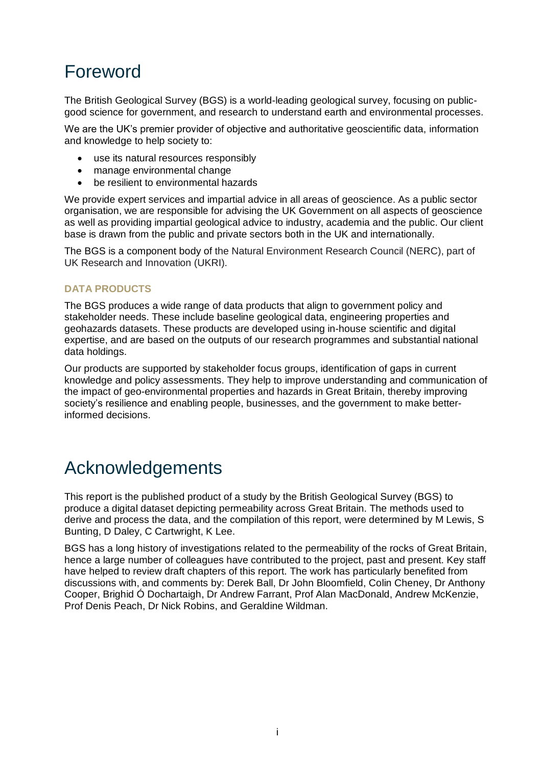# Foreword

The British Geological Survey (BGS) is a world-leading geological survey, focusing on public-good science for government, and research to understand earth and environmental processes.

We are the UK's premier provider of objective and authoritative geoscientific data, information and knowledge to help society to:

- use its natural resources responsibly
- manage environmental change
- be resilient to environmental hazards

We provide expert services and impartial advice in all areas of geoscience. As a public sector organisation, we are responsible for advising the UK Government on all aspects of geoscience as well as providing impartial geological advice to industry, academia and the public. Our client base is drawn from the public and private sectors both in the UK and internationally.

The BGS is a component body of the Natural Environment Research Council (NERC), part of UK Research and Innovation (UKRI).

### DATA PRODUCTS

The BGS produces a wide range of data products that align to government policy and stakeholder needs. These include baseline geological data, engineering properties and geohazards datasets. These products are developed using in-house scientific and digital expertise, and are based on the outputs of our research programmes and substantial national data holdings.

Our products are supported by stakeholder focus groups, identification of gaps in current knowledge and policy assessments. They help to improve understanding and communication of the impact of geo-environmental properties and hazards in Great Britain, thereby improving society's resilience and enabling people, businesses, and the government to make better-informed decisions.

# Acknowledgements

This report is the published product of a study by the British Geological Survey (BGS) to produce a digital dataset depicting permeability across Great Britain. The methods used to derive and process the data, and the compilation of this report, were determined by M Lewis, S Bunting, D Daley, C Cartwright, K Lee.

BGS has a long history of investigations related to the permeability of the rocks of Great Britain, hence a large number of colleagues have contributed to the project, past and present. Key staff have helped to review draft chapters of this report. The work has particularly benefited from discussions with, and comments by: Derek Ball, Dr John Bloomfield, Colin Cheney, Dr Anthony Cooper, Brighid Ó Dochartaigh, Dr Andrew Farrant, Prof Alan MacDonald, Andrew McKenzie, Prof Denis Peach, Dr Nick Robins, and Geraldine Wildman.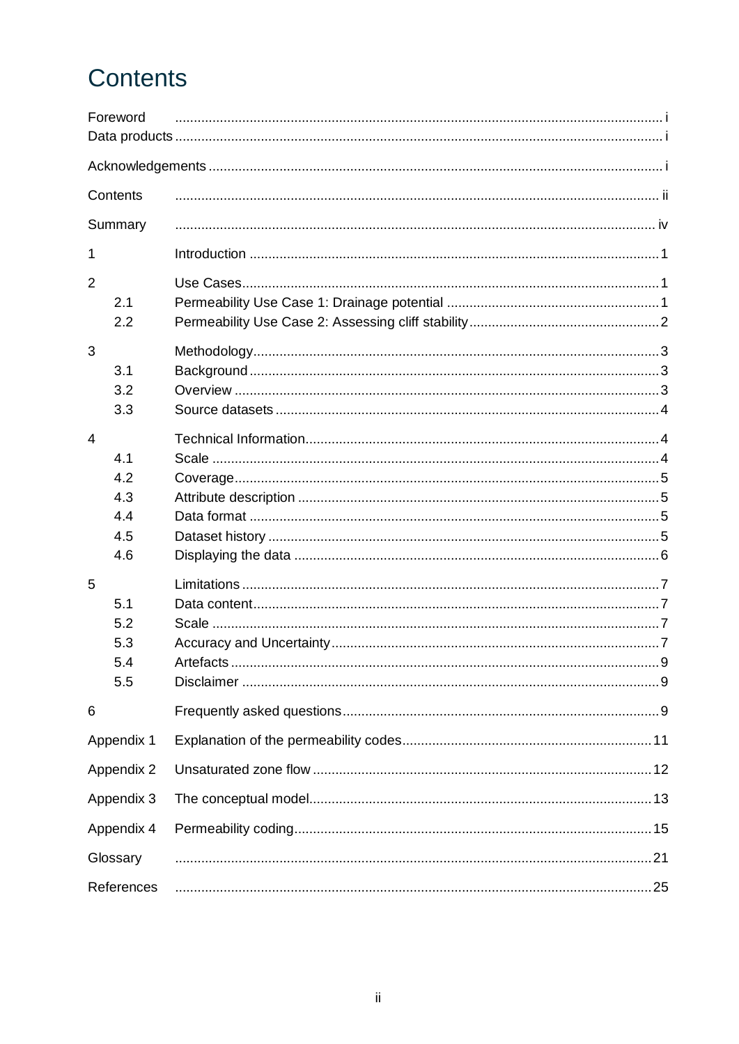# Contents

| | | |
|---|---|---|
| Foreword | | i |
| Data products | | i |
| Acknowledgements | | i |
| Contents | | ii |
| Summary | | iv |
| 1 | Introduction | 1 |
| 2 | Use Cases | 1 |
| 2.1 | Permeability Use Case 1: Drainage potential | 1 |
| 2.2 | Permeability Use Case 2: Assessing cliff stability | 2 |
| 3 | Methodology | 3 |
| 3.1 | Background | 3 |
| 3.2 | Overview | 3 |
| 3.3 | Source datasets | 4 |
| 4 | Technical Information | 4 |
| 4.1 | Scale | 4 |
| 4.2 | Coverage | 5 |
| 4.3 | Attribute description | 5 |
| 4.4 | Data format | 5 |
| 4.5 | Dataset history | 5 |
| 4.6 | Displaying the data | 6 |
| 5 | Limitations | 7 |
| 5.1 | Data content | 7 |
| 5.2 | Scale | 7 |
| 5.3 | Accuracy and Uncertainty | 7 |
| 5.4 | Artefacts | 9 |
| 5.5 | Disclaimer | 9 |
| 6 | Frequently asked questions | 9 |
| Appendix 1 | Explanation of the permeability codes | 11 |
| Appendix 2 | Unsaturated zone flow | 12 |
| Appendix 3 | The conceptual model | 13 |
| Appendix 4 | Permeability coding | 15 |
| Glossary | | 21 |
| References | | 25 |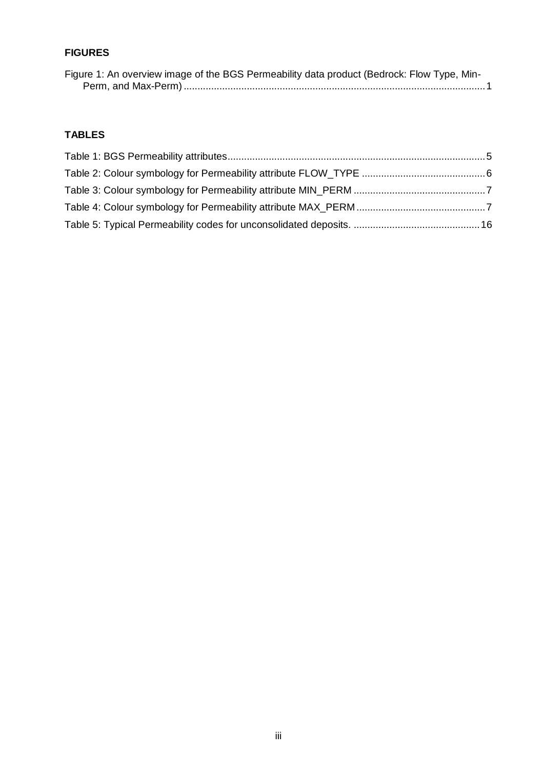**FIGURES**

Figure 1: An overview image of the BGS Permeability data product (Bedrock: Flow Type, Min-Perm, and Max-Perm) ............................................................................................................ 1

**TABLES**

Table 1: BGS Permeability attributes ............................................................................................ 5

Table 2: Colour symbology for Permeability attribute FLOW_TYPE ............................................ 6

Table 3: Colour symbology for Permeability attribute MIN_PERM ............................................... 7

Table 4: Colour symbology for Permeability attribute MAX_PERM .............................................. 7

Table 5: Typical Permeability codes for unconsolidated deposits. ............................................. 16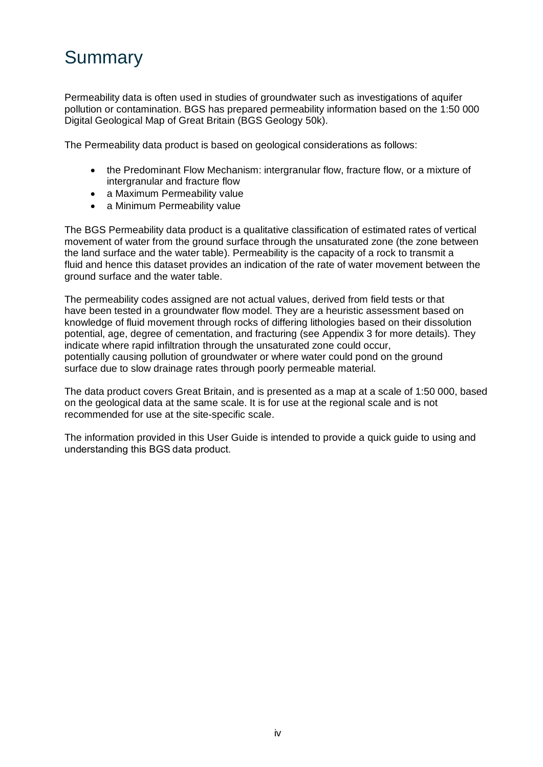# Summary

Permeability data is often used in studies of groundwater such as investigations of aquifer pollution or contamination. BGS has prepared permeability information based on the 1:50 000 Digital Geological Map of Great Britain (BGS Geology 50k).

The Permeability data product is based on geological considerations as follows:

- the Predominant Flow Mechanism: intergranular flow, fracture flow, or a mixture of intergranular and fracture flow
- a Maximum Permeability value
- a Minimum Permeability value

The BGS Permeability data product is a qualitative classification of estimated rates of vertical movement of water from the ground surface through the unsaturated zone (the zone between the land surface and the water table). Permeability is the capacity of a rock to transmit a fluid and hence this dataset provides an indication of the rate of water movement between the ground surface and the water table.

The permeability codes assigned are not actual values, derived from field tests or that have been tested in a groundwater flow model. They are a heuristic assessment based on knowledge of fluid movement through rocks of differing lithologies based on their dissolution potential, age, degree of cementation, and fracturing (see Appendix 3 for more details). They indicate where rapid infiltration through the unsaturated zone could occur, potentially causing pollution of groundwater or where water could pond on the ground surface due to slow drainage rates through poorly permeable material.

The data product covers Great Britain, and is presented as a map at a scale of 1:50 000, based on the geological data at the same scale. It is for use at the regional scale and is not recommended for use at the site-specific scale.

The information provided in this User Guide is intended to provide a quick guide to using and understanding this BGS data product.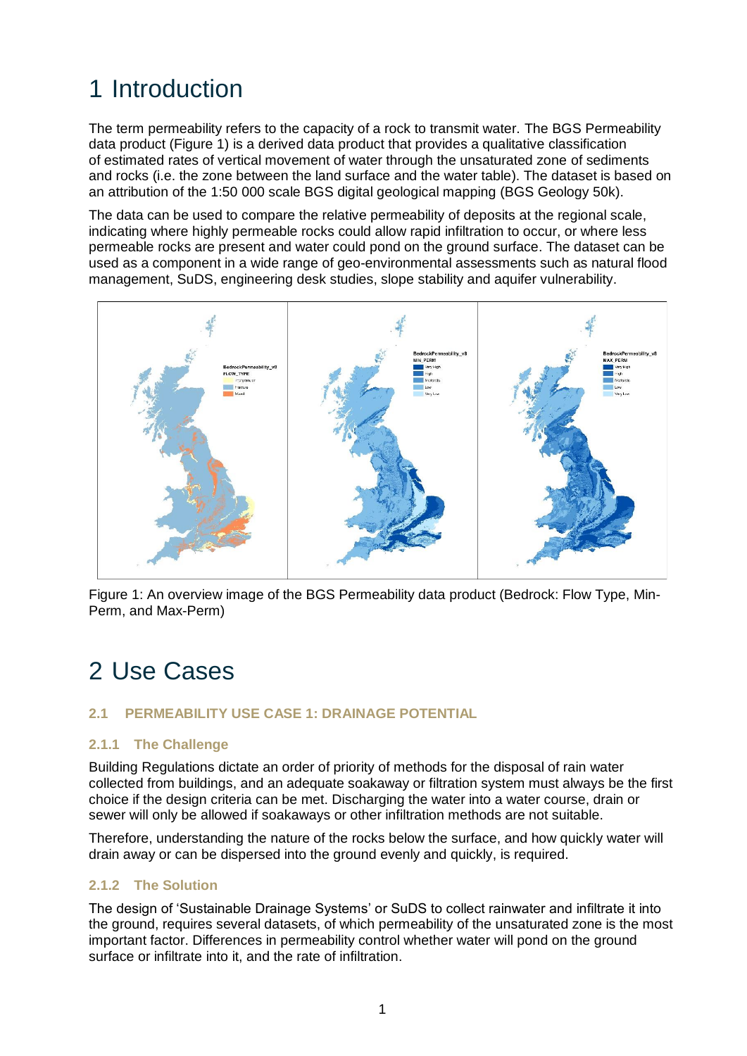# 1 Introduction

The term permeability refers to the capacity of a rock to transmit water. The BGS Permeability data product (Figure 1) is a derived data product that provides a qualitative classification of estimated rates of vertical movement of water through the unsaturated zone of sediments and rocks (i.e. the zone between the land surface and the water table). The dataset is based on an attribution of the 1:50 000 scale BGS digital geological mapping (BGS Geology 50k).

The data can be used to compare the relative permeability of deposits at the regional scale, indicating where highly permeable rocks could allow rapid infiltration to occur, or where less permeable rocks are present and water could pond on the ground surface. The dataset can be used as a component in a wide range of geo-environmental assessments such as natural flood management, SuDS, engineering desk studies, slope stability and aquifer vulnerability.

Figure 1: An overview image of the BGS Permeability data product (Bedrock: Flow Type, Min-Perm, and Max-Perm)

# 2 Use Cases

### 2.1 PERMEABILITY USE CASE 1: DRAINAGE POTENTIAL

#### 2.1.1 The Challenge

Building Regulations dictate an order of priority of methods for the disposal of rain water collected from buildings, and an adequate soakaway or filtration system must always be the first choice if the design criteria can be met. Discharging the water into a water course, drain or sewer will only be allowed if soakaways or other infiltration methods are not suitable.

Therefore, understanding the nature of the rocks below the surface, and how quickly water will drain away or can be dispersed into the ground evenly and quickly, is required.

#### 2.1.2 The Solution

The design of 'Sustainable Drainage Systems' or SuDS to collect rainwater and infiltrate it into the ground, requires several datasets, of which permeability of the unsaturated zone is the most important factor. Differences in permeability control whether water will pond on the ground surface or infiltrate into it, and the rate of infiltration.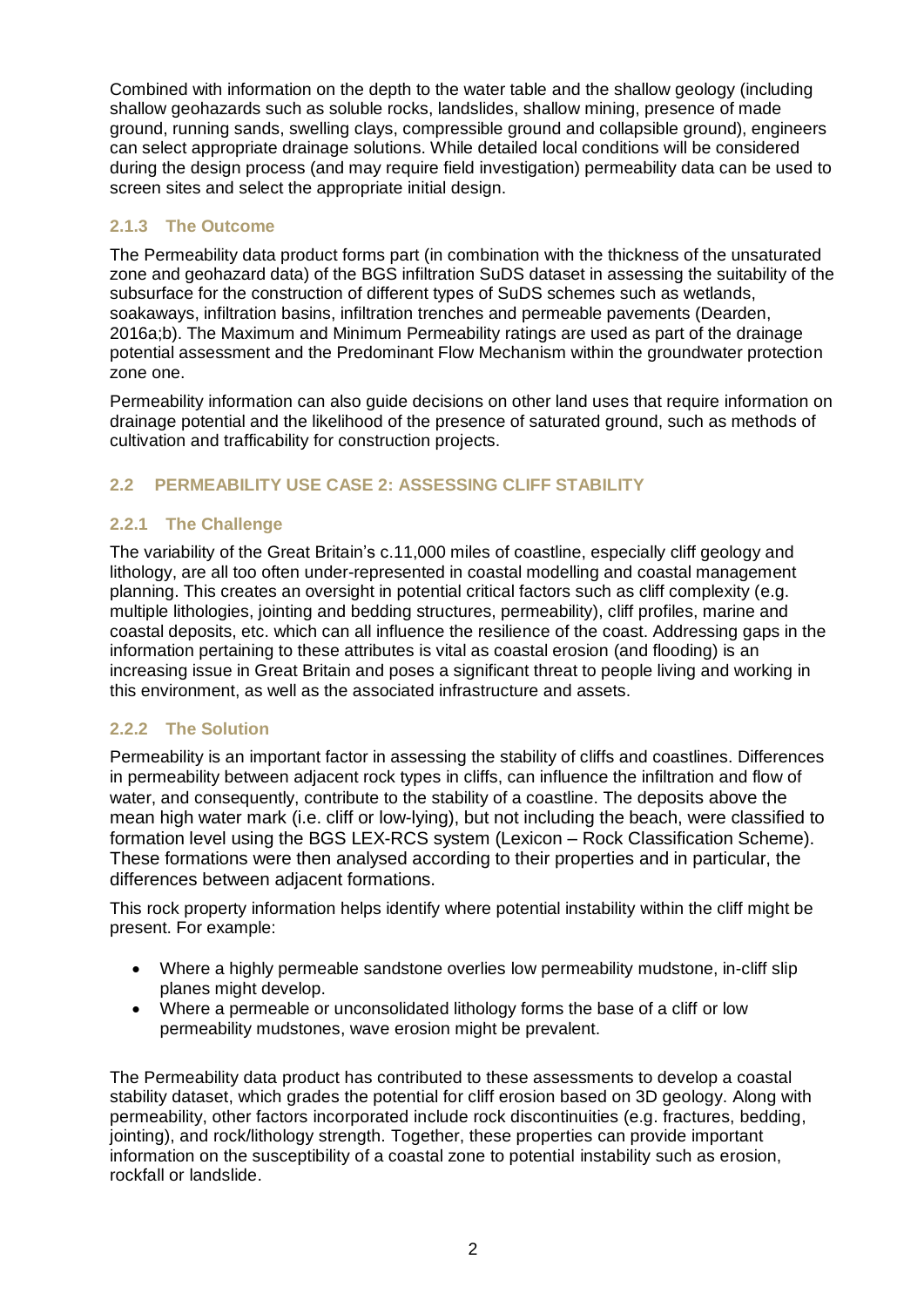Combined with information on the depth to the water table and the shallow geology (including shallow geohazards such as soluble rocks, landslides, shallow mining, presence of made ground, running sands, swelling clays, compressible ground and collapsible ground), engineers can select appropriate drainage solutions. While detailed local conditions will be considered during the design process (and may require field investigation) permeability data can be used to screen sites and select the appropriate initial design.

### 2.1.3 The Outcome

The Permeability data product forms part (in combination with the thickness of the unsaturated zone and geohazard data) of the BGS infiltration SuDS dataset in assessing the suitability of the subsurface for the construction of different types of SuDS schemes such as wetlands, soakaways, infiltration basins, infiltration trenches and permeable pavements (Dearden, 2016a;b). The Maximum and Minimum Permeability ratings are used as part of the drainage potential assessment and the Predominant Flow Mechanism within the groundwater protection zone one.

Permeability information can also guide decisions on other land uses that require information on drainage potential and the likelihood of the presence of saturated ground, such as methods of cultivation and trafficability for construction projects.

## 2.2 PERMEABILITY USE CASE 2: ASSESSING CLIFF STABILITY

### 2.2.1 The Challenge

The variability of the Great Britain's c.11,000 miles of coastline, especially cliff geology and lithology, are all too often under-represented in coastal modelling and coastal management planning. This creates an oversight in potential critical factors such as cliff complexity (e.g. multiple lithologies, jointing and bedding structures, permeability), cliff profiles, marine and coastal deposits, etc. which can all influence the resilience of the coast. Addressing gaps in the information pertaining to these attributes is vital as coastal erosion (and flooding) is an increasing issue in Great Britain and poses a significant threat to people living and working in this environment, as well as the associated infrastructure and assets.

### 2.2.2 The Solution

Permeability is an important factor in assessing the stability of cliffs and coastlines. Differences in permeability between adjacent rock types in cliffs, can influence the infiltration and flow of water, and consequently, contribute to the stability of a coastline. The deposits above the mean high water mark (i.e. cliff or low-lying), but not including the beach, were classified to formation level using the BGS LEX-RCS system (Lexicon – Rock Classification Scheme). These formations were then analysed according to their properties and in particular, the differences between adjacent formations.

This rock property information helps identify where potential instability within the cliff might be present. For example:

- Where a highly permeable sandstone overlies low permeability mudstone, in-cliff slip planes might develop.
- Where a permeable or unconsolidated lithology forms the base of a cliff or low permeability mudstones, wave erosion might be prevalent.

The Permeability data product has contributed to these assessments to develop a coastal stability dataset, which grades the potential for cliff erosion based on 3D geology. Along with permeability, other factors incorporated include rock discontinuities (e.g. fractures, bedding, jointing), and rock/lithology strength. Together, these properties can provide important information on the susceptibility of a coastal zone to potential instability such as erosion, rockfall or landslide.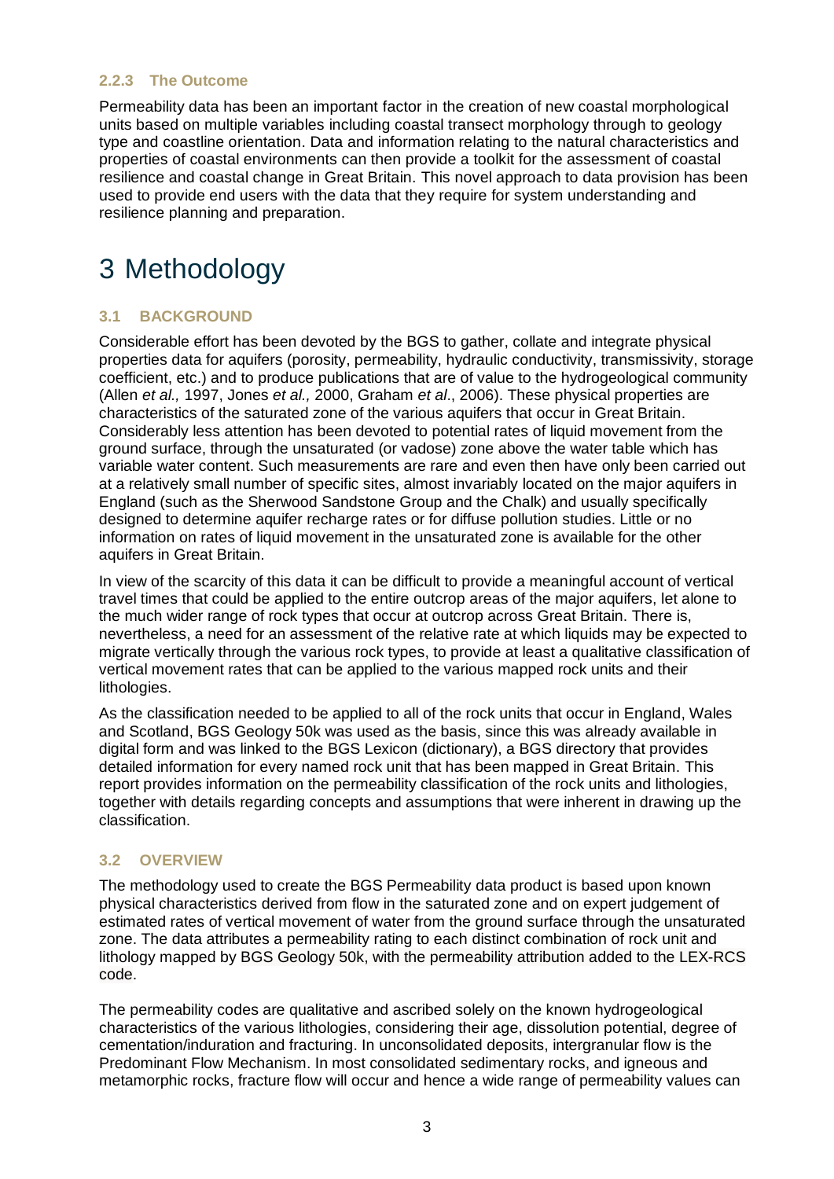### 2.2.3 The Outcome

Permeability data has been an important factor in the creation of new coastal morphological units based on multiple variables including coastal transect morphology through to geology type and coastline orientation. Data and information relating to the natural characteristics and properties of coastal environments can then provide a toolkit for the assessment of coastal resilience and coastal change in Great Britain. This novel approach to data provision has been used to provide end users with the data that they require for system understanding and resilience planning and preparation.

# 3 Methodology

## 3.1 BACKGROUND

Considerable effort has been devoted by the BGS to gather, collate and integrate physical properties data for aquifers (porosity, permeability, hydraulic conductivity, transmissivity, storage coefficient, etc.) and to produce publications that are of value to the hydrogeological community (Allen *et al.,* 1997, Jones *et al.,* 2000, Graham *et al*., 2006). These physical properties are characteristics of the saturated zone of the various aquifers that occur in Great Britain. Considerably less attention has been devoted to potential rates of liquid movement from the ground surface, through the unsaturated (or vadose) zone above the water table which has variable water content. Such measurements are rare and even then have only been carried out at a relatively small number of specific sites, almost invariably located on the major aquifers in England (such as the Sherwood Sandstone Group and the Chalk) and usually specifically designed to determine aquifer recharge rates or for diffuse pollution studies. Little or no information on rates of liquid movement in the unsaturated zone is available for the other aquifers in Great Britain.

In view of the scarcity of this data it can be difficult to provide a meaningful account of vertical travel times that could be applied to the entire outcrop areas of the major aquifers, let alone to the much wider range of rock types that occur at outcrop across Great Britain. There is, nevertheless, a need for an assessment of the relative rate at which liquids may be expected to migrate vertically through the various rock types, to provide at least a qualitative classification of vertical movement rates that can be applied to the various mapped rock units and their lithologies.

As the classification needed to be applied to all of the rock units that occur in England, Wales and Scotland, BGS Geology 50k was used as the basis, since this was already available in digital form and was linked to the BGS Lexicon (dictionary), a BGS directory that provides detailed information for every named rock unit that has been mapped in Great Britain. This report provides information on the permeability classification of the rock units and lithologies, together with details regarding concepts and assumptions that were inherent in drawing up the classification.

## 3.2 OVERVIEW

The methodology used to create the BGS Permeability data product is based upon known physical characteristics derived from flow in the saturated zone and on expert judgement of estimated rates of vertical movement of water from the ground surface through the unsaturated zone. The data attributes a permeability rating to each distinct combination of rock unit and lithology mapped by BGS Geology 50k, with the permeability attribution added to the LEX-RCS code.

The permeability codes are qualitative and ascribed solely on the known hydrogeological characteristics of the various lithologies, considering their age, dissolution potential, degree of cementation/induration and fracturing. In unconsolidated deposits, intergranular flow is the Predominant Flow Mechanism. In most consolidated sedimentary rocks, and igneous and metamorphic rocks, fracture flow will occur and hence a wide range of permeability values can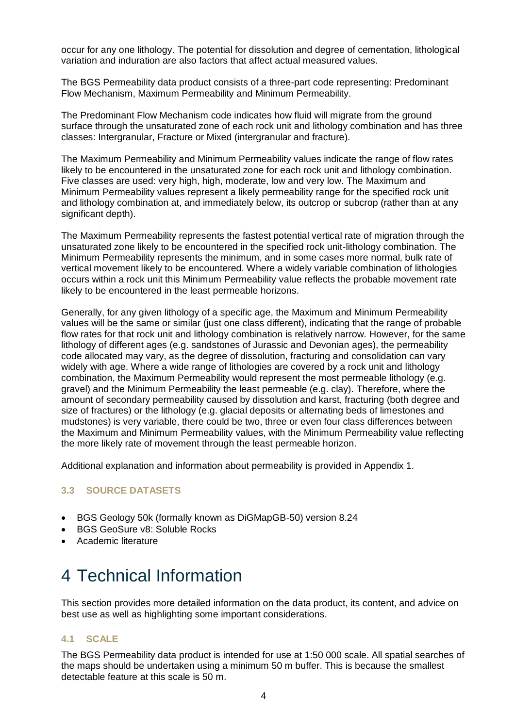occur for any one lithology. The potential for dissolution and degree of cementation, lithological variation and induration are also factors that affect actual measured values.

The BGS Permeability data product consists of a three-part code representing: Predominant Flow Mechanism, Maximum Permeability and Minimum Permeability.

The Predominant Flow Mechanism code indicates how fluid will migrate from the ground surface through the unsaturated zone of each rock unit and lithology combination and has three classes: Intergranular, Fracture or Mixed (intergranular and fracture).

The Maximum Permeability and Minimum Permeability values indicate the range of flow rates likely to be encountered in the unsaturated zone for each rock unit and lithology combination. Five classes are used: very high, high, moderate, low and very low. The Maximum and Minimum Permeability values represent a likely permeability range for the specified rock unit and lithology combination at, and immediately below, its outcrop or subcrop (rather than at any significant depth).

The Maximum Permeability represents the fastest potential vertical rate of migration through the unsaturated zone likely to be encountered in the specified rock unit-lithology combination. The Minimum Permeability represents the minimum, and in some cases more normal, bulk rate of vertical movement likely to be encountered. Where a widely variable combination of lithologies occurs within a rock unit this Minimum Permeability value reflects the probable movement rate likely to be encountered in the least permeable horizons.

Generally, for any given lithology of a specific age, the Maximum and Minimum Permeability values will be the same or similar (just one class different), indicating that the range of probable flow rates for that rock unit and lithology combination is relatively narrow. However, for the same lithology of different ages (e.g. sandstones of Jurassic and Devonian ages), the permeability code allocated may vary, as the degree of dissolution, fracturing and consolidation can vary widely with age. Where a wide range of lithologies are covered by a rock unit and lithology combination, the Maximum Permeability would represent the most permeable lithology (e.g. gravel) and the Minimum Permeability the least permeable (e.g. clay). Therefore, where the amount of secondary permeability caused by dissolution and karst, fracturing (both degree and size of fractures) or the lithology (e.g. glacial deposits or alternating beds of limestones and mudstones) is very variable, there could be two, three or even four class differences between the Maximum and Minimum Permeability values, with the Minimum Permeability value reflecting the more likely rate of movement through the least permeable horizon.

Additional explanation and information about permeability is provided in Appendix 1.

### 3.3 SOURCE DATASETS

- BGS Geology 50k (formally known as DiGMapGB-50) version 8.24
- BGS GeoSure v8: Soluble Rocks
- Academic literature

# 4 Technical Information

This section provides more detailed information on the data product, its content, and advice on best use as well as highlighting some important considerations.

### 4.1 SCALE

The BGS Permeability data product is intended for use at 1:50 000 scale. All spatial searches of the maps should be undertaken using a minimum 50 m buffer. This is because the smallest detectable feature at this scale is 50 m.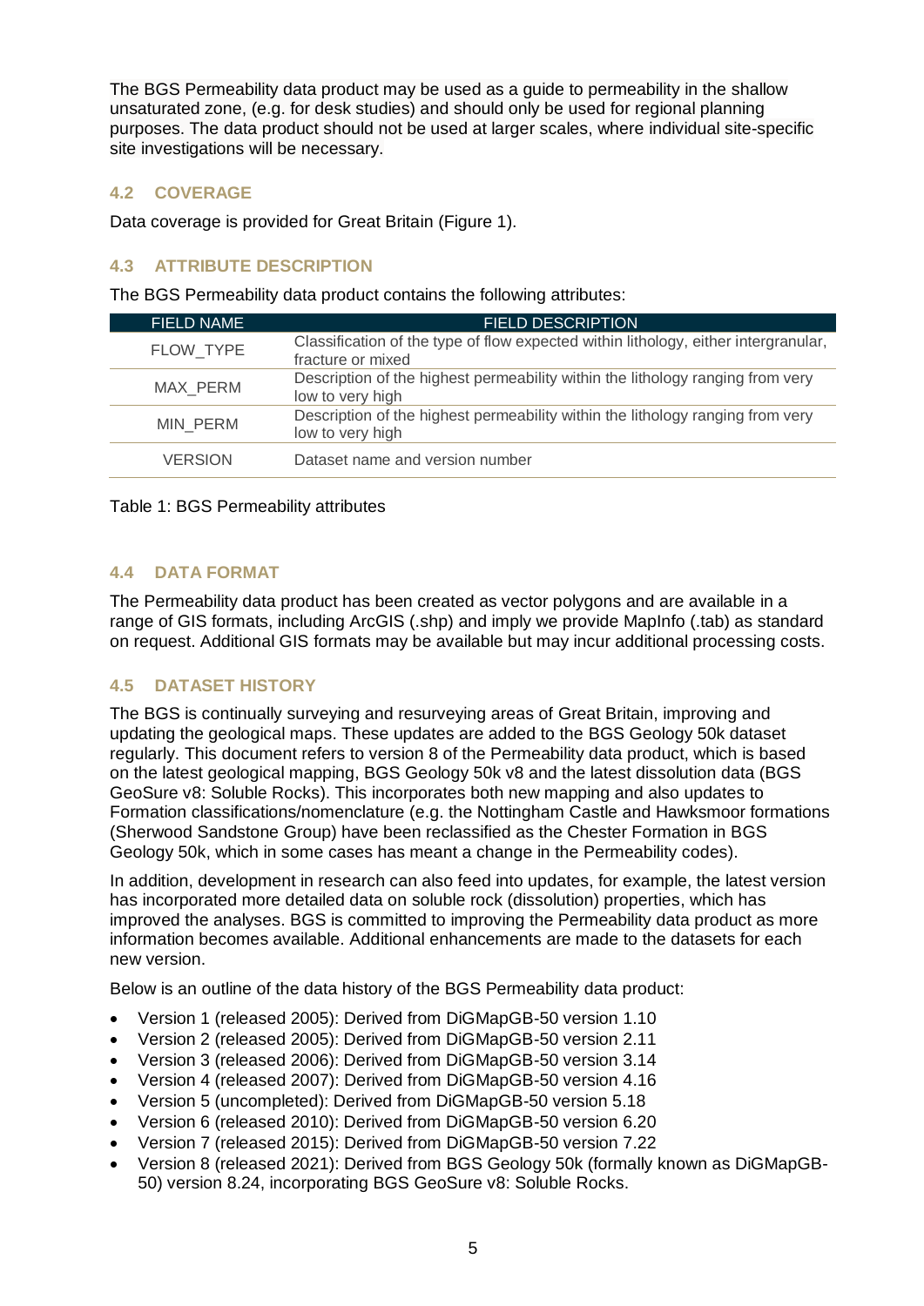The BGS Permeability data product may be used as a guide to permeability in the shallow unsaturated zone, (e.g. for desk studies) and should only be used for regional planning purposes. The data product should not be used at larger scales, where individual site-specific site investigations will be necessary.

## 4.2 COVERAGE

Data coverage is provided for Great Britain (Figure 1).

## 4.3 ATTRIBUTE DESCRIPTION

The BGS Permeability data product contains the following attributes:

| FIELD NAME | FIELD DESCRIPTION |
|---|---|
| FLOW_TYPE | Classification of the type of flow expected within lithology, either intergranular, fracture or mixed |
| MAX_PERM | Description of the highest permeability within the lithology ranging from very low to very high |
| MIN_PERM | Description of the highest permeability within the lithology ranging from very low to very high |
| VERSION | Dataset name and version number |

Table 1: BGS Permeability attributes

## 4.4 DATA FORMAT

The Permeability data product has been created as vector polygons and are available in a range of GIS formats, including ArcGIS (.shp) and imply we provide MapInfo (.tab) as standard on request. Additional GIS formats may be available but may incur additional processing costs.

## 4.5 DATASET HISTORY

The BGS is continually surveying and resurveying areas of Great Britain, improving and updating the geological maps. These updates are added to the BGS Geology 50k dataset regularly. This document refers to version 8 of the Permeability data product, which is based on the latest geological mapping, BGS Geology 50k v8 and the latest dissolution data (BGS GeoSure v8: Soluble Rocks). This incorporates both new mapping and also updates to Formation classifications/nomenclature (e.g. the Nottingham Castle and Hawksmoor formations (Sherwood Sandstone Group) have been reclassified as the Chester Formation in BGS Geology 50k, which in some cases has meant a change in the Permeability codes).

In addition, development in research can also feed into updates, for example, the latest version has incorporated more detailed data on soluble rock (dissolution) properties, which has improved the analyses. BGS is committed to improving the Permeability data product as more information becomes available. Additional enhancements are made to the datasets for each new version.

Below is an outline of the data history of the BGS Permeability data product:

- Version 1 (released 2005): Derived from DiGMapGB-50 version 1.10
- Version 2 (released 2005): Derived from DiGMapGB-50 version 2.11
- Version 3 (released 2006): Derived from DiGMapGB-50 version 3.14
- Version 4 (released 2007): Derived from DiGMapGB-50 version 4.16
- Version 5 (uncompleted): Derived from DiGMapGB-50 version 5.18
- Version 6 (released 2010): Derived from DiGMapGB-50 version 6.20
- Version 7 (released 2015): Derived from DiGMapGB-50 version 7.22
- Version 8 (released 2021): Derived from BGS Geology 50k (formally known as DiGMapGB-50) version 8.24, incorporating BGS GeoSure v8: Soluble Rocks.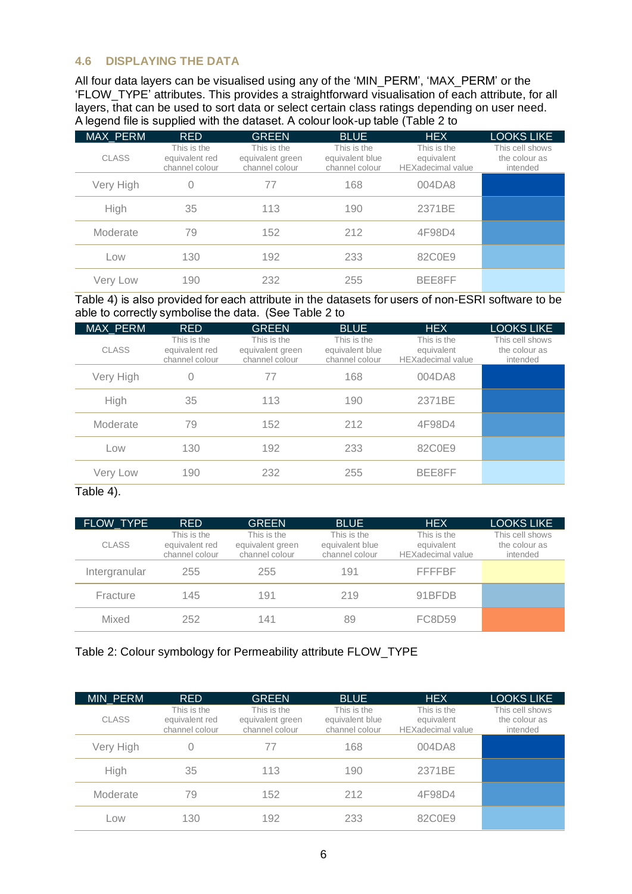## 4.6 DISPLAYING THE DATA

All four data layers can be visualised using any of the 'MIN_PERM', 'MAX_PERM' or the 'FLOW_TYPE' attributes. This provides a straightforward visualisation of each attribute, for all layers, that can be used to sort data or select certain class ratings depending on user need. A legend file is supplied with the dataset. A colour look-up table (Table 2 to

| MAX_PERM | RED | GREEN | BLUE | HEX | LOOKS LIKE |
|---|---|---|---|---|---|
| CLASS | This is the equivalent red channel colour | This is the equivalent green channel colour | This is the equivalent blue channel colour | This is the equivalent HEXadecimal value | This cell shows the colour as intended |
| Very High | 0 | 77 | 168 | 004DA8 | |
| High | 35 | 113 | 190 | 2371BE | |
| Moderate | 79 | 152 | 212 | 4F98D4 | |
| Low | 130 | 192 | 233 | 82C0E9 | |
| Very Low | 190 | 232 | 255 | BEE8FF | |

Table 4) is also provided for each attribute in the datasets for users of non-ESRI software to be able to correctly symbolise the data. (See Table 2 to

| MAX_PERM | RED | GREEN | BLUE | HEX | LOOKS LIKE |
|---|---|---|---|---|---|
| CLASS | This is the equivalent red channel colour | This is the equivalent green channel colour | This is the equivalent blue channel colour | This is the equivalent HEXadecimal value | This cell shows the colour as intended |
| Very High | 0 | 77 | 168 | 004DA8 | |
| High | 35 | 113 | 190 | 2371BE | |
| Moderate | 79 | 152 | 212 | 4F98D4 | |
| Low | 130 | 192 | 233 | 82C0E9 | |
| Very Low | 190 | 232 | 255 | BEE8FF | |

Table 4).

| FLOW_TYPE | RED | GREEN | BLUE | HEX | LOOKS LIKE |
|---|---|---|---|---|---|
| CLASS | This is the equivalent red channel colour | This is the equivalent green channel colour | This is the equivalent blue channel colour | This is the equivalent HEXadecimal value | This cell shows the colour as intended |
| Intergranular | 255 | 255 | 191 | FFFFBF | |
| Fracture | 145 | 191 | 219 | 91BFDB | |
| Mixed | 252 | 141 | 89 | FC8D59 | |

Table 2: Colour symbology for Permeability attribute FLOW_TYPE

| MIN_PERM | RED | GREEN | BLUE | HEX | LOOKS LIKE |
|---|---|---|---|---|---|
| CLASS | This is the equivalent red channel colour | This is the equivalent green channel colour | This is the equivalent blue channel colour | This is the equivalent HEXadecimal value | This cell shows the colour as intended |
| Very High | 0 | 77 | 168 | 004DA8 | |
| High | 35 | 113 | 190 | 2371BE | |
| Moderate | 79 | 152 | 212 | 4F98D4 | |
| Low | 130 | 192 | 233 | 82C0E9 | |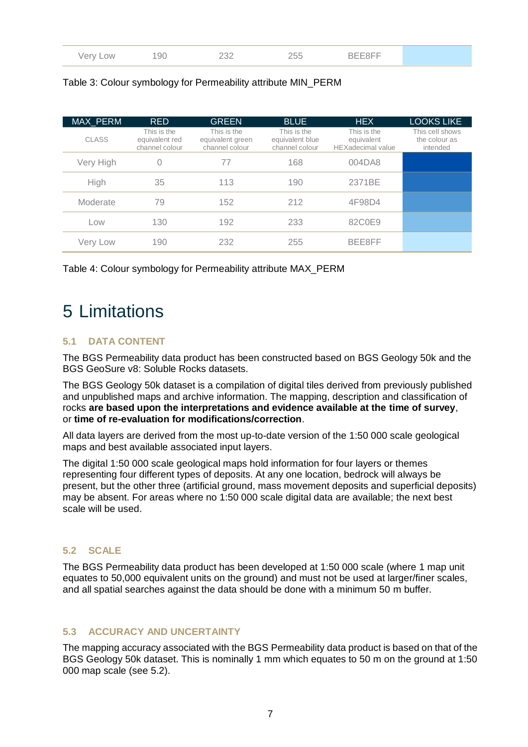| Very Low | 190 | 232 | 255 | BEE8FF | |
|---|---|---|---|---|---|

Table 3: Colour symbology for Permeability attribute MIN_PERM

| MAX_PERM | RED | GREEN | BLUE | HEX | LOOKS LIKE |
|---|---|---|---|---|---|
| CLASS | This is the equivalent red channel colour | This is the equivalent green channel colour | This is the equivalent blue channel colour | This is the equivalent HEXadecimal value | This cell shows the colour as intended |
| Very High | 0 | 77 | 168 | 004DA8 | |
| High | 35 | 113 | 190 | 2371BE | |
| Moderate | 79 | 152 | 212 | 4F98D4 | |
| Low | 130 | 192 | 233 | 82C0E9 | |
| Very Low | 190 | 232 | 255 | BEE8FF | |

Table 4: Colour symbology for Permeability attribute MAX_PERM

# 5 Limitations

## 5.1 DATA CONTENT

The BGS Permeability data product has been constructed based on BGS Geology 50k and the BGS GeoSure v8: Soluble Rocks datasets.

The BGS Geology 50k dataset is a compilation of digital tiles derived from previously published and unpublished maps and archive information. The mapping, description and classification of rocks **are based upon the interpretations and evidence available at the time of survey**, or **time of re-evaluation for modifications/correction**.

All data layers are derived from the most up-to-date version of the 1:50 000 scale geological maps and best available associated input layers.

The digital 1:50 000 scale geological maps hold information for four layers or themes representing four different types of deposits. At any one location, bedrock will always be present, but the other three (artificial ground, mass movement deposits and superficial deposits) may be absent. For areas where no 1:50 000 scale digital data are available; the next best scale will be used.

## 5.2 SCALE

The BGS Permeability data product has been developed at 1:50 000 scale (where 1 map unit equates to 50,000 equivalent units on the ground) and must not be used at larger/finer scales, and all spatial searches against the data should be done with a minimum 50 m buffer.

## 5.3 ACCURACY AND UNCERTAINTY

The mapping accuracy associated with the BGS Permeability data product is based on that of the BGS Geology 50k dataset. This is nominally 1 mm which equates to 50 m on the ground at 1:50 000 map scale (see 5.2).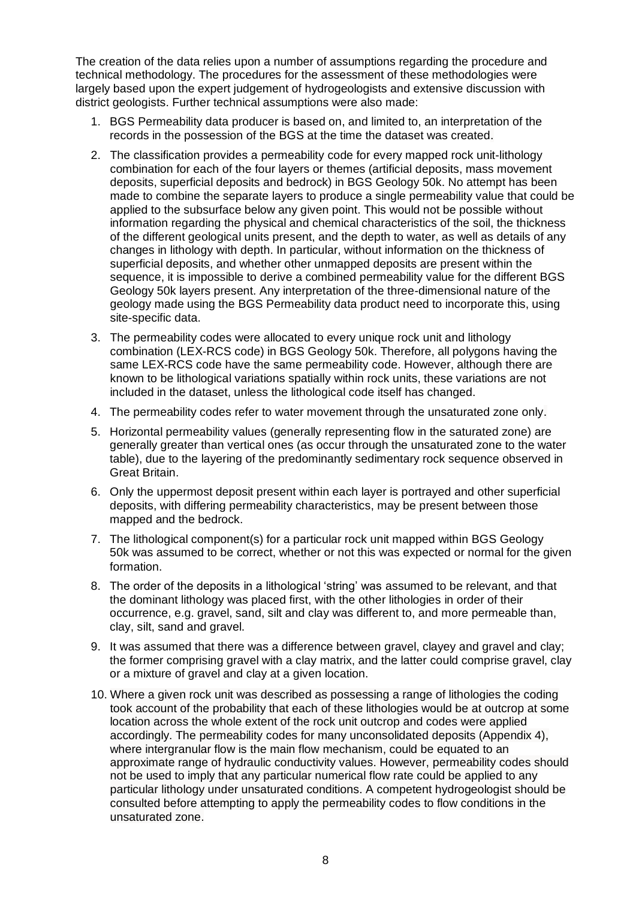The creation of the data relies upon a number of assumptions regarding the procedure and technical methodology. The procedures for the assessment of these methodologies were largely based upon the expert judgement of hydrogeologists and extensive discussion with district geologists. Further technical assumptions were also made:

1. BGS Permeability data producer is based on, and limited to, an interpretation of the records in the possession of the BGS at the time the dataset was created.
2. The classification provides a permeability code for every mapped rock unit-lithology combination for each of the four layers or themes (artificial deposits, mass movement deposits, superficial deposits and bedrock) in BGS Geology 50k. No attempt has been made to combine the separate layers to produce a single permeability value that could be applied to the subsurface below any given point. This would not be possible without information regarding the physical and chemical characteristics of the soil, the thickness of the different geological units present, and the depth to water, as well as details of any changes in lithology with depth. In particular, without information on the thickness of superficial deposits, and whether other unmapped deposits are present within the sequence, it is impossible to derive a combined permeability value for the different BGS Geology 50k layers present. Any interpretation of the three-dimensional nature of the geology made using the BGS Permeability data product need to incorporate this, using site-specific data.
3. The permeability codes were allocated to every unique rock unit and lithology combination (LEX-RCS code) in BGS Geology 50k. Therefore, all polygons having the same LEX-RCS code have the same permeability code. However, although there are known to be lithological variations spatially within rock units, these variations are not included in the dataset, unless the lithological code itself has changed.
4. The permeability codes refer to water movement through the unsaturated zone only.
5. Horizontal permeability values (generally representing flow in the saturated zone) are generally greater than vertical ones (as occur through the unsaturated zone to the water table), due to the layering of the predominantly sedimentary rock sequence observed in Great Britain.
6. Only the uppermost deposit present within each layer is portrayed and other superficial deposits, with differing permeability characteristics, may be present between those mapped and the bedrock.
7. The lithological component(s) for a particular rock unit mapped within BGS Geology 50k was assumed to be correct, whether or not this was expected or normal for the given formation.
8. The order of the deposits in a lithological 'string' was assumed to be relevant, and that the dominant lithology was placed first, with the other lithologies in order of their occurrence, e.g. gravel, sand, silt and clay was different to, and more permeable than, clay, silt, sand and gravel.
9. It was assumed that there was a difference between gravel, clayey and gravel and clay; the former comprising gravel with a clay matrix, and the latter could comprise gravel, clay or a mixture of gravel and clay at a given location.
10. Where a given rock unit was described as possessing a range of lithologies the coding took account of the probability that each of these lithologies would be at outcrop at some location across the whole extent of the rock unit outcrop and codes were applied accordingly. The permeability codes for many unconsolidated deposits (Appendix 4), where intergranular flow is the main flow mechanism, could be equated to an approximate range of hydraulic conductivity values. However, permeability codes should not be used to imply that any particular numerical flow rate could be applied to any particular lithology under unsaturated conditions. A competent hydrogeologist should be consulted before attempting to apply the permeability codes to flow conditions in the unsaturated zone.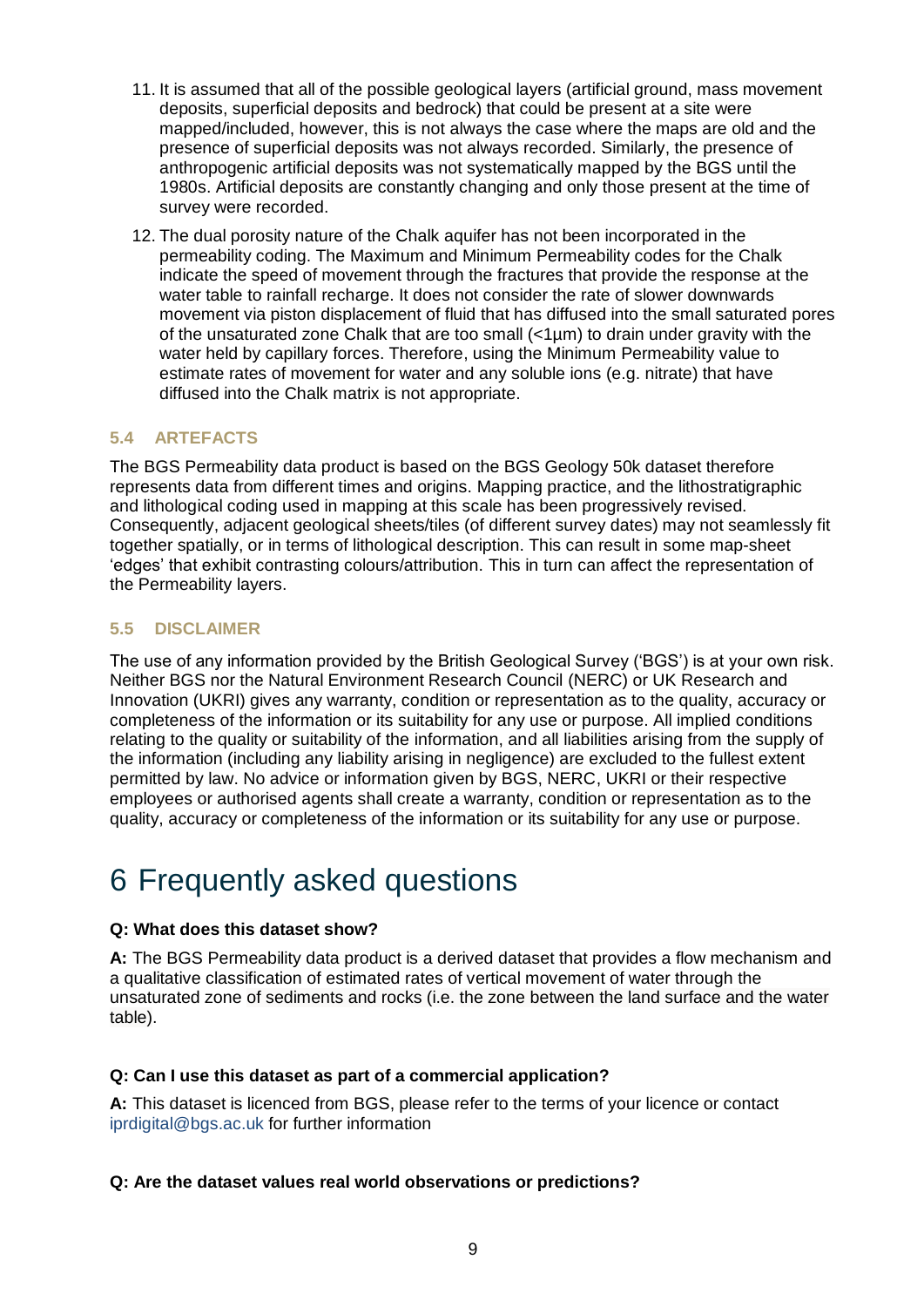11. It is assumed that all of the possible geological layers (artificial ground, mass movement deposits, superficial deposits and bedrock) that could be present at a site were mapped/included, however, this is not always the case where the maps are old and the presence of superficial deposits was not always recorded. Similarly, the presence of anthropogenic artificial deposits was not systematically mapped by the BGS until the 1980s. Artificial deposits are constantly changing and only those present at the time of survey were recorded.
12. The dual porosity nature of the Chalk aquifer has not been incorporated in the permeability coding. The Maximum and Minimum Permeability codes for the Chalk indicate the speed of movement through the fractures that provide the response at the water table to rainfall recharge. It does not consider the rate of slower downwards movement via piston displacement of fluid that has diffused into the small saturated pores of the unsaturated zone Chalk that are too small (<1µm) to drain under gravity with the water held by capillary forces. Therefore, using the Minimum Permeability value to estimate rates of movement for water and any soluble ions (e.g. nitrate) that have diffused into the Chalk matrix is not appropriate.

### 5.4 ARTEFACTS

The BGS Permeability data product is based on the BGS Geology 50k dataset therefore represents data from different times and origins. Mapping practice, and the lithostratigraphic and lithological coding used in mapping at this scale has been progressively revised. Consequently, adjacent geological sheets/tiles (of different survey dates) may not seamlessly fit together spatially, or in terms of lithological description. This can result in some map-sheet 'edges' that exhibit contrasting colours/attribution. This in turn can affect the representation of the Permeability layers.

### 5.5 DISCLAIMER

The use of any information provided by the British Geological Survey ('BGS') is at your own risk. Neither BGS nor the Natural Environment Research Council (NERC) or UK Research and Innovation (UKRI) gives any warranty, condition or representation as to the quality, accuracy or completeness of the information or its suitability for any use or purpose. All implied conditions relating to the quality or suitability of the information, and all liabilities arising from the supply of the information (including any liability arising in negligence) are excluded to the fullest extent permitted by law. No advice or information given by BGS, NERC, UKRI or their respective employees or authorised agents shall create a warranty, condition or representation as to the quality, accuracy or completeness of the information or its suitability for any use or purpose.

# 6 Frequently asked questions

**Q: What does this dataset show?**

**A:** The BGS Permeability data product is a derived dataset that provides a flow mechanism and a qualitative classification of estimated rates of vertical movement of water through the unsaturated zone of sediments and rocks (i.e. the zone between the land surface and the water table).

**Q: Can I use this dataset as part of a commercial application?**

**A:** This dataset is licenced from BGS, please refer to the terms of your licence or contact iprdigital@bgs.ac.uk for further information

**Q: Are the dataset values real world observations or predictions?**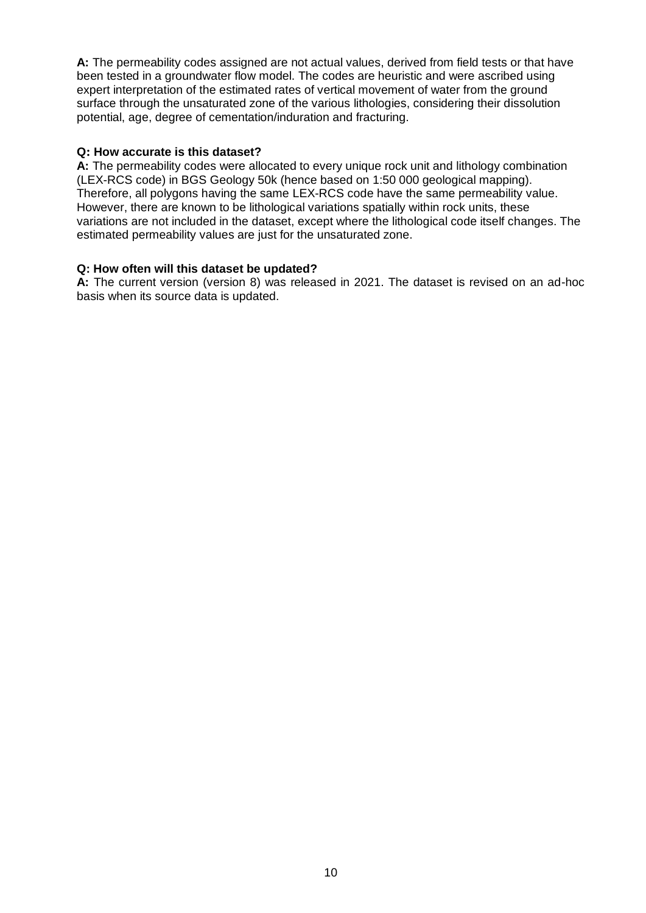**A:** The permeability codes assigned are not actual values, derived from field tests or that have been tested in a groundwater flow model. The codes are heuristic and were ascribed using expert interpretation of the estimated rates of vertical movement of water from the ground surface through the unsaturated zone of the various lithologies, considering their dissolution potential, age, degree of cementation/induration and fracturing.

**Q: How accurate is this dataset?**

**A:** The permeability codes were allocated to every unique rock unit and lithology combination (LEX-RCS code) in BGS Geology 50k (hence based on 1:50 000 geological mapping). Therefore, all polygons having the same LEX-RCS code have the same permeability value. However, there are known to be lithological variations spatially within rock units, these variations are not included in the dataset, except where the lithological code itself changes. The estimated permeability values are just for the unsaturated zone.

**Q: How often will this dataset be updated?**

**A:** The current version (version 8) was released in 2021. The dataset is revised on an ad-hoc basis when its source data is updated.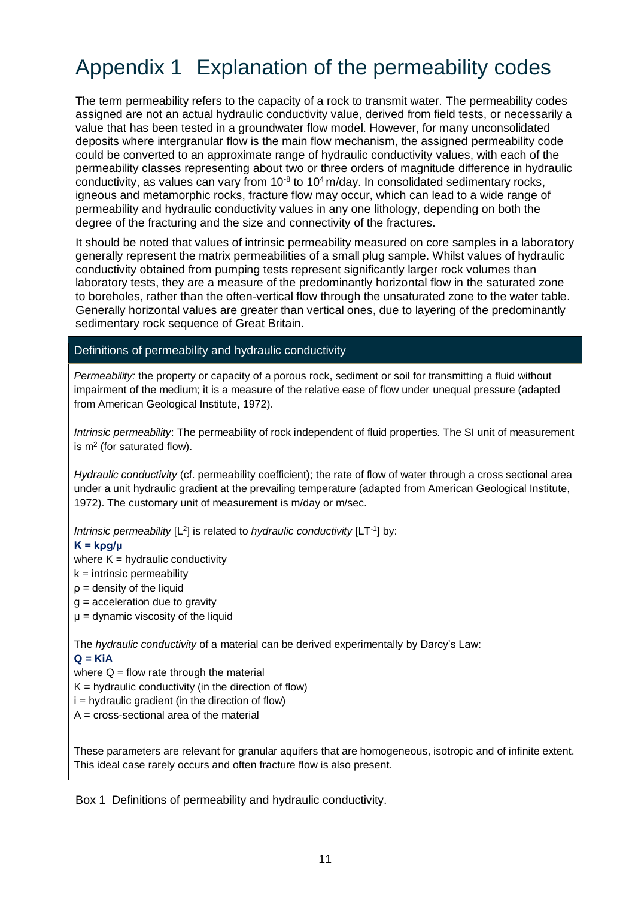# Appendix 1 Explanation of the permeability codes

The term permeability refers to the capacity of a rock to transmit water. The permeability codes assigned are not an actual hydraulic conductivity value, derived from field tests, or necessarily a value that has been tested in a groundwater flow model. However, for many unconsolidated deposits where intergranular flow is the main flow mechanism, the assigned permeability code could be converted to an approximate range of hydraulic conductivity values, with each of the permeability classes representing about two or three orders of magnitude difference in hydraulic conductivity, as values can vary from $10^{-8}$ to $10^{4}$ m/day. In consolidated sedimentary rocks, igneous and metamorphic rocks, fracture flow may occur, which can lead to a wide range of permeability and hydraulic conductivity values in any one lithology, depending on both the degree of the fracturing and the size and connectivity of the fractures.

It should be noted that values of intrinsic permeability measured on core samples in a laboratory generally represent the matrix permeabilities of a small plug sample. Whilst values of hydraulic conductivity obtained from pumping tests represent significantly larger rock volumes than laboratory tests, they are a measure of the predominantly horizontal flow in the saturated zone to boreholes, rather than the often-vertical flow through the unsaturated zone to the water table. Generally horizontal values are greater than vertical ones, due to layering of the predominantly sedimentary rock sequence of Great Britain.

## Definitions of permeability and hydraulic conductivity

*Permeability:* the property or capacity of a porous rock, sediment or soil for transmitting a fluid without impairment of the medium; it is a measure of the relative ease of flow under unequal pressure (adapted from American Geological Institute, 1972).

*Intrinsic permeability*: The permeability of rock independent of fluid properties. The SI unit of measurement is $m^2$ (for saturated flow).

*Hydraulic conductivity* (cf. permeability coefficient); the rate of flow of water through a cross sectional area under a unit hydraulic gradient at the prevailing temperature (adapted from American Geological Institute, 1972). The customary unit of measurement is m/day or m/sec.

*Intrinsic permeability* $[L^2]$ is related to *hydraulic conductivity* $[LT^{-1}]$ by:

$$K = k\rho g/\mu$$

where K = hydraulic conductivity
k = intrinsic permeability
ρ = density of the liquid
g = acceleration due to gravity
μ = dynamic viscosity of the liquid

The *hydraulic conductivity* of a material can be derived experimentally by Darcy's Law:

$$Q = KiA$$

where Q = flow rate through the material
K = hydraulic conductivity (in the direction of flow)
i = hydraulic gradient (in the direction of flow)
A = cross-sectional area of the material

These parameters are relevant for granular aquifers that are homogeneous, isotropic and of infinite extent. This ideal case rarely occurs and often fracture flow is also present.

Box 1 Definitions of permeability and hydraulic conductivity.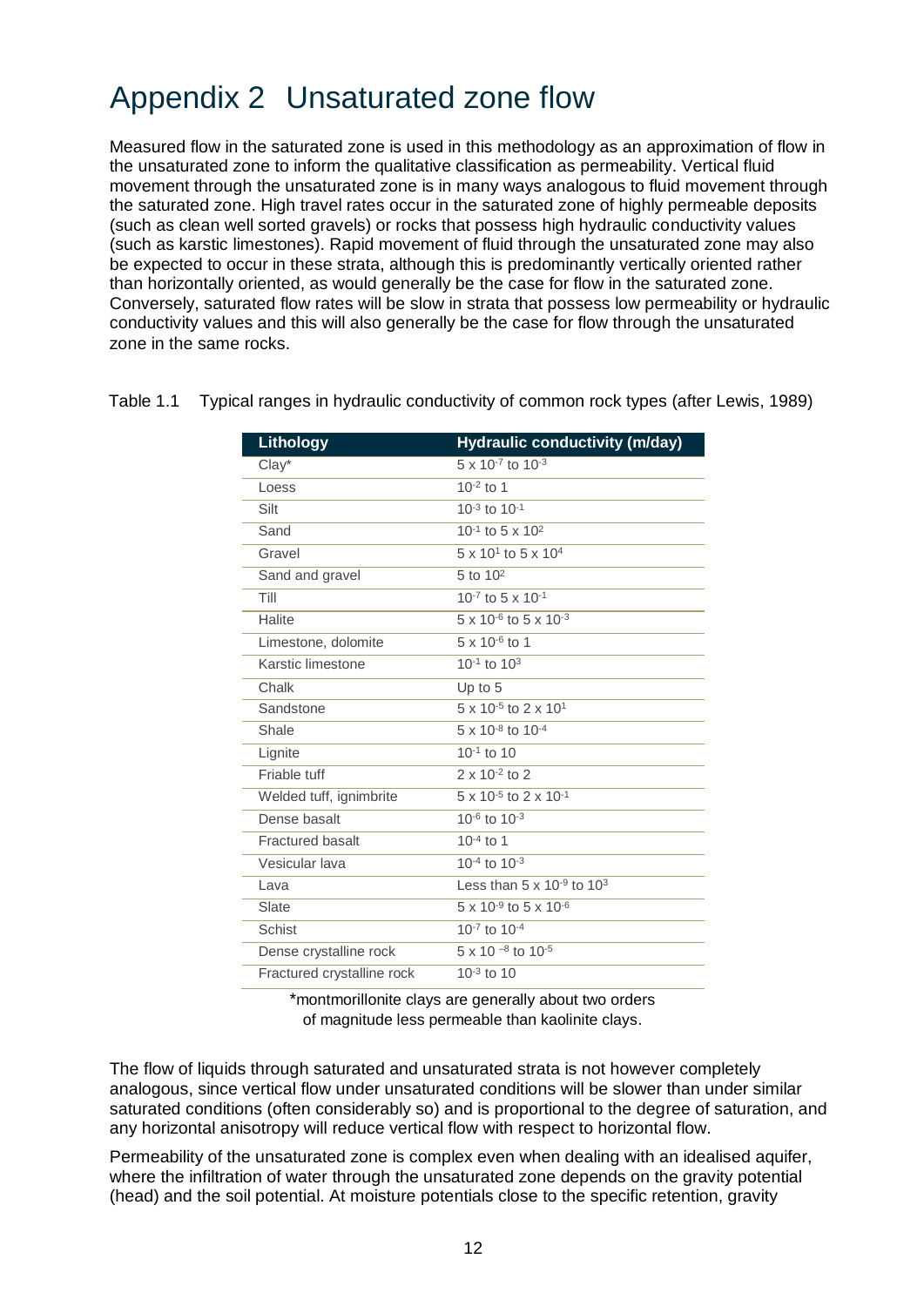# Appendix 2 Unsaturated zone flow

Measured flow in the saturated zone is used in this methodology as an approximation of flow in the unsaturated zone to inform the qualitative classification as permeability. Vertical fluid movement through the unsaturated zone is in many ways analogous to fluid movement through the saturated zone. High travel rates occur in the saturated zone of highly permeable deposits (such as clean well sorted gravels) or rocks that possess high hydraulic conductivity values (such as karstic limestones). Rapid movement of fluid through the unsaturated zone may also be expected to occur in these strata, although this is predominantly vertically oriented rather than horizontally oriented, as would generally be the case for flow in the saturated zone. Conversely, saturated flow rates will be slow in strata that possess low permeability or hydraulic conductivity values and this will also generally be the case for flow through the unsaturated zone in the same rocks.

Table 1.1 Typical ranges in hydraulic conductivity of common rock types (after Lewis, 1989)

| Lithology | Hydraulic conductivity (m/day) |
|---|---|
| Clay* | $5 \times 10^{-7}$ to $10^{-3}$ |
| Loess | $10^{-2}$ to 1 |
| Silt | $10^{-3}$ to $10^{-1}$ |
| Sand | $10^{-1}$ to $5 \times 10^{2}$ |
| Gravel | $5 \times 10^{1}$ to $5 \times 10^{4}$ |
| Sand and gravel | 5 to $10^{2}$ |
| Till | $10^{-7}$ to $5 \times 10^{-1}$ |
| Halite | $5 \times 10^{-6}$ to $5 \times 10^{-3}$ |
| Limestone, dolomite | $5 \times 10^{-6}$ to 1 |
| Karstic limestone | $10^{-1}$ to $10^{3}$ |
| Chalk | Up to 5 |
| Sandstone | $5 \times 10^{-5}$ to $2 \times 10^{1}$ |
| Shale | $5 \times 10^{-8}$ to $10^{-4}$ |
| Lignite | $10^{-1}$ to 10 |
| Friable tuff | $2 \times 10^{-2}$ to 2 |
| Welded tuff, ignimbrite | $5 \times 10^{-5}$ to $2 \times 10^{-1}$ |
| Dense basalt | $10^{-6}$ to $10^{-3}$ |
| Fractured basalt | $10^{-4}$ to 1 |
| Vesicular lava | $10^{-4}$ to $10^{-3}$ |
| Lava | Less than $5 \times 10^{-9}$ to $10^{3}$ |
| Slate | $5 \times 10^{-9}$ to $5 \times 10^{-6}$ |
| Schist | $10^{-7}$ to $10^{-4}$ |
| Dense crystalline rock | $5 \times 10^{-8}$ to $10^{-5}$ |
| Fractured crystalline rock | $10^{-3}$ to 10 |

*montmorillonite clays are generally about two orders of magnitude less permeable than kaolinite clays.

The flow of liquids through saturated and unsaturated strata is not however completely analogous, since vertical flow under unsaturated conditions will be slower than under similar saturated conditions (often considerably so) and is proportional to the degree of saturation, and any horizontal anisotropy will reduce vertical flow with respect to horizontal flow.

Permeability of the unsaturated zone is complex even when dealing with an idealised aquifer, where the infiltration of water through the unsaturated zone depends on the gravity potential (head) and the soil potential. At moisture potentials close to the specific retention, gravity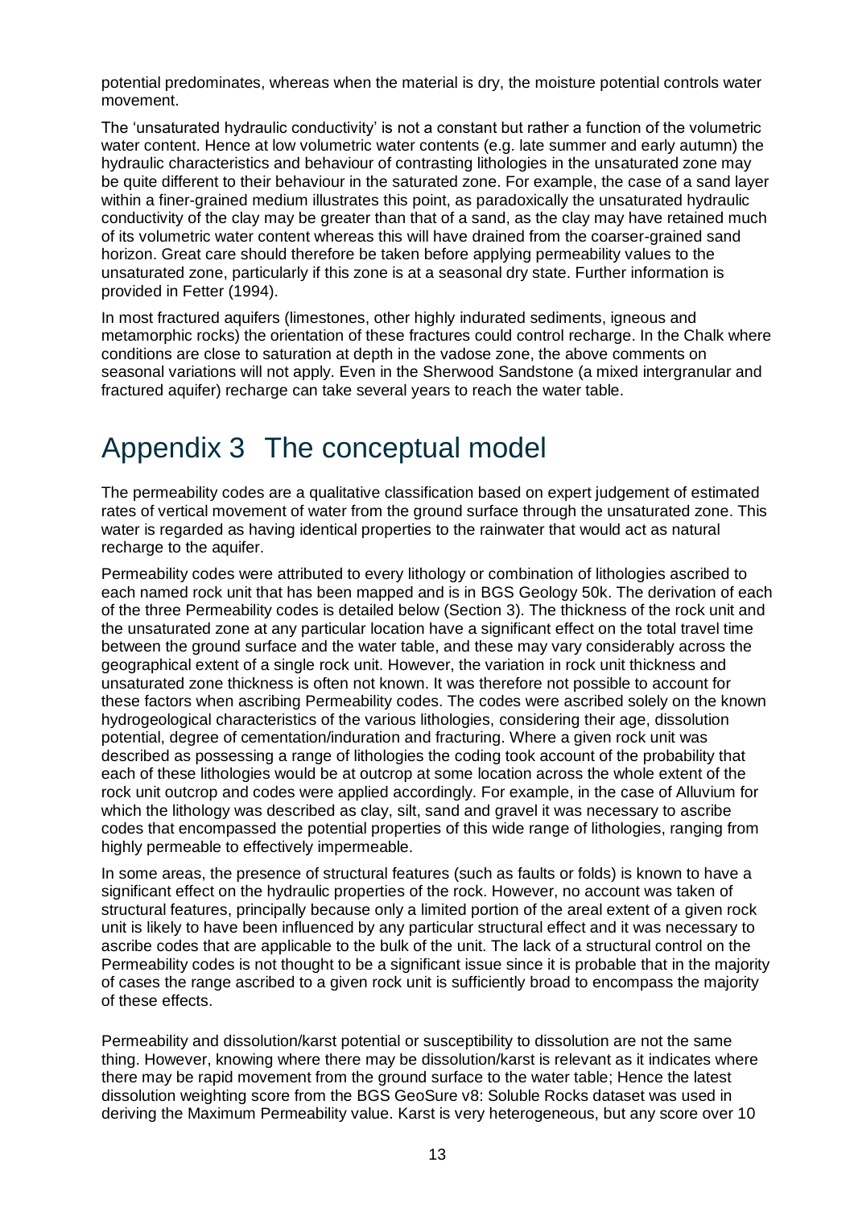potential predominates, whereas when the material is dry, the moisture potential controls water movement.

The 'unsaturated hydraulic conductivity' is not a constant but rather a function of the volumetric water content. Hence at low volumetric water contents (e.g. late summer and early autumn) the hydraulic characteristics and behaviour of contrasting lithologies in the unsaturated zone may be quite different to their behaviour in the saturated zone. For example, the case of a sand layer within a finer-grained medium illustrates this point, as paradoxically the unsaturated hydraulic conductivity of the clay may be greater than that of a sand, as the clay may have retained much of its volumetric water content whereas this will have drained from the coarser-grained sand horizon. Great care should therefore be taken before applying permeability values to the unsaturated zone, particularly if this zone is at a seasonal dry state. Further information is provided in Fetter (1994).

In most fractured aquifers (limestones, other highly indurated sediments, igneous and metamorphic rocks) the orientation of these fractures could control recharge. In the Chalk where conditions are close to saturation at depth in the vadose zone, the above comments on seasonal variations will not apply. Even in the Sherwood Sandstone (a mixed intergranular and fractured aquifer) recharge can take several years to reach the water table.

# Appendix 3 The conceptual model

The permeability codes are a qualitative classification based on expert judgement of estimated rates of vertical movement of water from the ground surface through the unsaturated zone. This water is regarded as having identical properties to the rainwater that would act as natural recharge to the aquifer.

Permeability codes were attributed to every lithology or combination of lithologies ascribed to each named rock unit that has been mapped and is in BGS Geology 50k. The derivation of each of the three Permeability codes is detailed below (Section 3). The thickness of the rock unit and the unsaturated zone at any particular location have a significant effect on the total travel time between the ground surface and the water table, and these may vary considerably across the geographical extent of a single rock unit. However, the variation in rock unit thickness and unsaturated zone thickness is often not known. It was therefore not possible to account for these factors when ascribing Permeability codes. The codes were ascribed solely on the known hydrogeological characteristics of the various lithologies, considering their age, dissolution potential, degree of cementation/induration and fracturing. Where a given rock unit was described as possessing a range of lithologies the coding took account of the probability that each of these lithologies would be at outcrop at some location across the whole extent of the rock unit outcrop and codes were applied accordingly. For example, in the case of Alluvium for which the lithology was described as clay, silt, sand and gravel it was necessary to ascribe codes that encompassed the potential properties of this wide range of lithologies, ranging from highly permeable to effectively impermeable.

In some areas, the presence of structural features (such as faults or folds) is known to have a significant effect on the hydraulic properties of the rock. However, no account was taken of structural features, principally because only a limited portion of the areal extent of a given rock unit is likely to have been influenced by any particular structural effect and it was necessary to ascribe codes that are applicable to the bulk of the unit. The lack of a structural control on the Permeability codes is not thought to be a significant issue since it is probable that in the majority of cases the range ascribed to a given rock unit is sufficiently broad to encompass the majority of these effects.

Permeability and dissolution/karst potential or susceptibility to dissolution are not the same thing. However, knowing where there may be dissolution/karst is relevant as it indicates where there may be rapid movement from the ground surface to the water table; Hence the latest dissolution weighting score from the BGS GeoSure v8: Soluble Rocks dataset was used in deriving the Maximum Permeability value. Karst is very heterogeneous, but any score over 10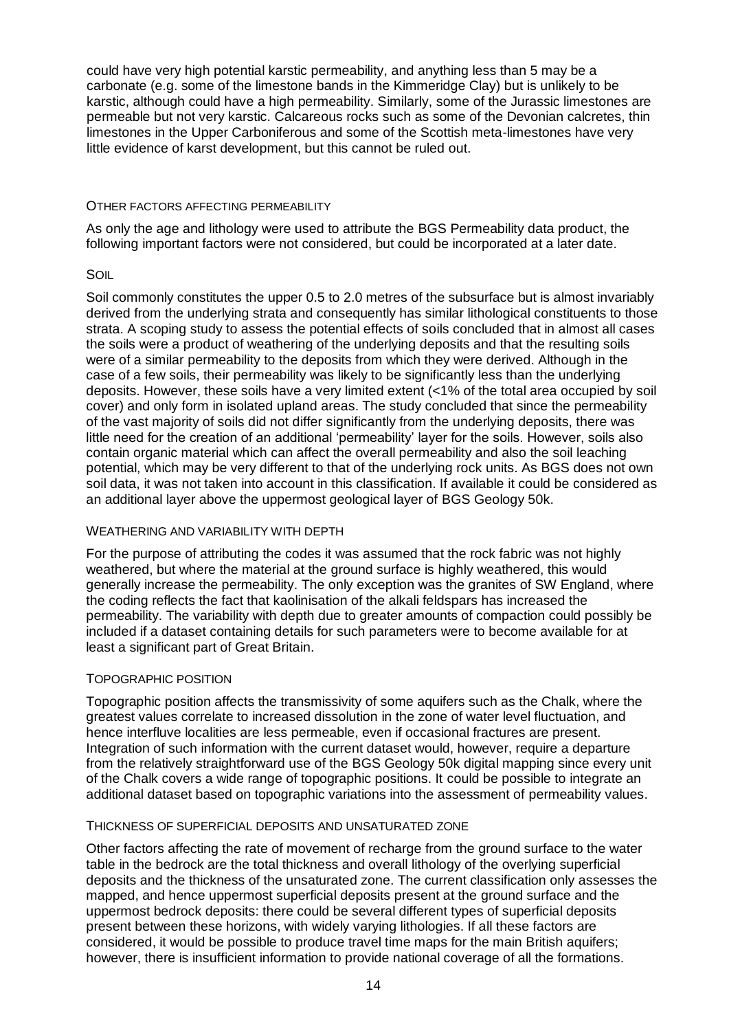could have very high potential karstic permeability, and anything less than 5 may be a carbonate (e.g. some of the limestone bands in the Kimmeridge Clay) but is unlikely to be karstic, although could have a high permeability. Similarly, some of the Jurassic limestones are permeable but not very karstic. Calcareous rocks such as some of the Devonian calcretes, thin limestones in the Upper Carboniferous and some of the Scottish meta-limestones have very little evidence of karst development, but this cannot be ruled out.

### OTHER FACTORS AFFECTING PERMEABILITY

As only the age and lithology were used to attribute the BGS Permeability data product, the following important factors were not considered, but could be incorporated at a later date.

#### SOIL

Soil commonly constitutes the upper 0.5 to 2.0 metres of the subsurface but is almost invariably derived from the underlying strata and consequently has similar lithological constituents to those strata. A scoping study to assess the potential effects of soils concluded that in almost all cases the soils were a product of weathering of the underlying deposits and that the resulting soils were of a similar permeability to the deposits from which they were derived. Although in the case of a few soils, their permeability was likely to be significantly less than the underlying deposits. However, these soils have a very limited extent (<1% of the total area occupied by soil cover) and only form in isolated upland areas. The study concluded that since the permeability of the vast majority of soils did not differ significantly from the underlying deposits, there was little need for the creation of an additional 'permeability' layer for the soils. However, soils also contain organic material which can affect the overall permeability and also the soil leaching potential, which may be very different to that of the underlying rock units. As BGS does not own soil data, it was not taken into account in this classification. If available it could be considered as an additional layer above the uppermost geological layer of BGS Geology 50k.

#### WEATHERING AND VARIABILITY WITH DEPTH

For the purpose of attributing the codes it was assumed that the rock fabric was not highly weathered, but where the material at the ground surface is highly weathered, this would generally increase the permeability. The only exception was the granites of SW England, where the coding reflects the fact that kaolinisation of the alkali feldspars has increased the permeability. The variability with depth due to greater amounts of compaction could possibly be included if a dataset containing details for such parameters were to become available for at least a significant part of Great Britain.

#### TOPOGRAPHIC POSITION

Topographic position affects the transmissivity of some aquifers such as the Chalk, where the greatest values correlate to increased dissolution in the zone of water level fluctuation, and hence interfluve localities are less permeable, even if occasional fractures are present. Integration of such information with the current dataset would, however, require a departure from the relatively straightforward use of the BGS Geology 50k digital mapping since every unit of the Chalk covers a wide range of topographic positions. It could be possible to integrate an additional dataset based on topographic variations into the assessment of permeability values.

#### THICKNESS OF SUPERFICIAL DEPOSITS AND UNSATURATED ZONE

Other factors affecting the rate of movement of recharge from the ground surface to the water table in the bedrock are the total thickness and overall lithology of the overlying superficial deposits and the thickness of the unsaturated zone. The current classification only assesses the mapped, and hence uppermost superficial deposits present at the ground surface and the uppermost bedrock deposits: there could be several different types of superficial deposits present between these horizons, with widely varying lithologies. If all these factors are considered, it would be possible to produce travel time maps for the main British aquifers; however, there is insufficient information to provide national coverage of all the formations.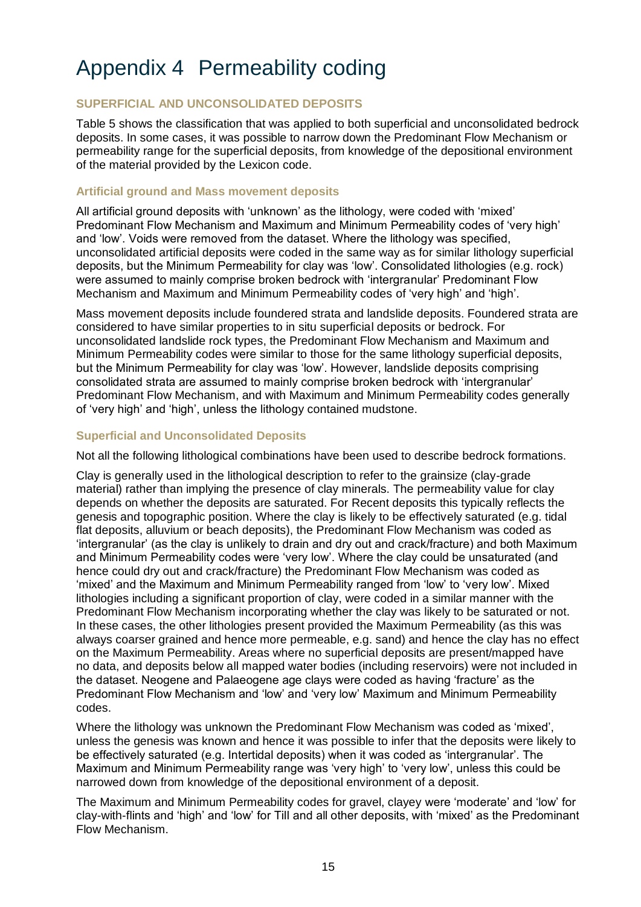# Appendix 4 Permeability coding

### SUPERFICIAL AND UNCONSOLIDATED DEPOSITS

Table 5 shows the classification that was applied to both superficial and unconsolidated bedrock deposits. In some cases, it was possible to narrow down the Predominant Flow Mechanism or permeability range for the superficial deposits, from knowledge of the depositional environment of the material provided by the Lexicon code.

#### Artificial ground and Mass movement deposits

All artificial ground deposits with 'unknown' as the lithology, were coded with 'mixed' Predominant Flow Mechanism and Maximum and Minimum Permeability codes of 'very high' and 'low'. Voids were removed from the dataset. Where the lithology was specified, unconsolidated artificial deposits were coded in the same way as for similar lithology superficial deposits, but the Minimum Permeability for clay was 'low'. Consolidated lithologies (e.g. rock) were assumed to mainly comprise broken bedrock with 'intergranular' Predominant Flow Mechanism and Maximum and Minimum Permeability codes of 'very high' and 'high'.

Mass movement deposits include foundered strata and landslide deposits. Foundered strata are considered to have similar properties to in situ superficial deposits or bedrock. For unconsolidated landslide rock types, the Predominant Flow Mechanism and Maximum and Minimum Permeability codes were similar to those for the same lithology superficial deposits, but the Minimum Permeability for clay was 'low'. However, landslide deposits comprising consolidated strata are assumed to mainly comprise broken bedrock with 'intergranular' Predominant Flow Mechanism, and with Maximum and Minimum Permeability codes generally of 'very high' and 'high', unless the lithology contained mudstone.

#### Superficial and Unconsolidated Deposits

Not all the following lithological combinations have been used to describe bedrock formations.

Clay is generally used in the lithological description to refer to the grainsize (clay-grade material) rather than implying the presence of clay minerals. The permeability value for clay depends on whether the deposits are saturated. For Recent deposits this typically reflects the genesis and topographic position. Where the clay is likely to be effectively saturated (e.g. tidal flat deposits, alluvium or beach deposits), the Predominant Flow Mechanism was coded as 'intergranular' (as the clay is unlikely to drain and dry out and crack/fracture) and both Maximum and Minimum Permeability codes were 'very low'. Where the clay could be unsaturated (and hence could dry out and crack/fracture) the Predominant Flow Mechanism was coded as 'mixed' and the Maximum and Minimum Permeability ranged from 'low' to 'very low'. Mixed lithologies including a significant proportion of clay, were coded in a similar manner with the Predominant Flow Mechanism incorporating whether the clay was likely to be saturated or not. In these cases, the other lithologies present provided the Maximum Permeability (as this was always coarser grained and hence more permeable, e.g. sand) and hence the clay has no effect on the Maximum Permeability. Areas where no superficial deposits are present/mapped have no data, and deposits below all mapped water bodies (including reservoirs) were not included in the dataset. Neogene and Palaeogene age clays were coded as having 'fracture' as the Predominant Flow Mechanism and 'low' and 'very low' Maximum and Minimum Permeability codes.

Where the lithology was unknown the Predominant Flow Mechanism was coded as 'mixed', unless the genesis was known and hence it was possible to infer that the deposits were likely to be effectively saturated (e.g. Intertidal deposits) when it was coded as 'intergranular'. The Maximum and Minimum Permeability range was 'very high' to 'very low', unless this could be narrowed down from knowledge of the depositional environment of a deposit.

The Maximum and Minimum Permeability codes for gravel, clayey were 'moderate' and 'low' for clay-with-flints and 'high' and 'low' for Till and all other deposits, with 'mixed' as the Predominant Flow Mechanism.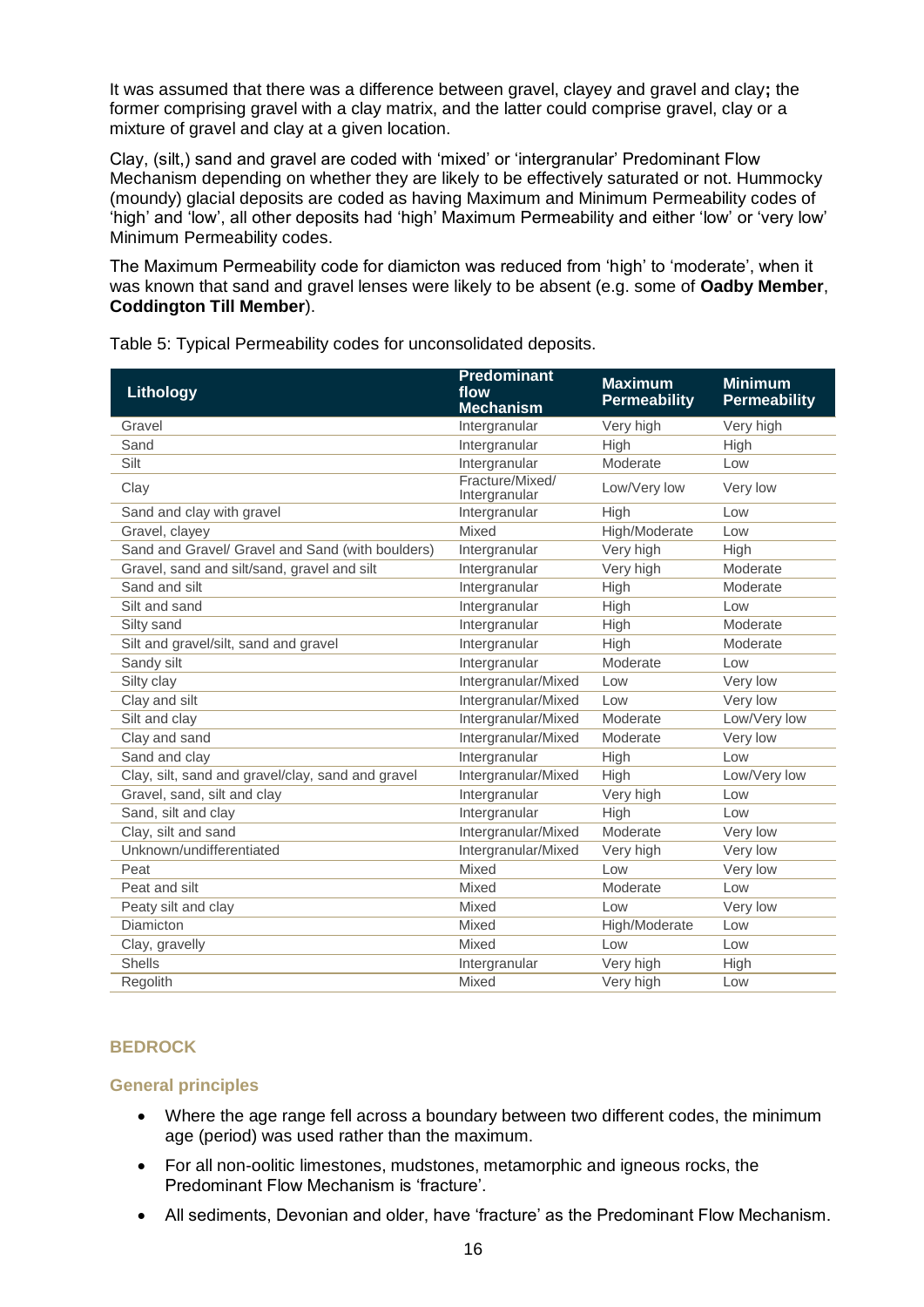It was assumed that there was a difference between gravel, clayey and gravel and clay**;** the former comprising gravel with a clay matrix, and the latter could comprise gravel, clay or a mixture of gravel and clay at a given location.

Clay, (silt,) sand and gravel are coded with 'mixed' or 'intergranular' Predominant Flow Mechanism depending on whether they are likely to be effectively saturated or not. Hummocky (moundy) glacial deposits are coded as having Maximum and Minimum Permeability codes of 'high' and 'low', all other deposits had 'high' Maximum Permeability and either 'low' or 'very low' Minimum Permeability codes.

The Maximum Permeability code for diamicton was reduced from 'high' to 'moderate', when it was known that sand and gravel lenses were likely to be absent (e.g. some of **Oadby Member**, **Coddington Till Member**).

Table 5: Typical Permeability codes for unconsolidated deposits.

| Lithology | Predominant flow Mechanism | Maximum Permeability | Minimum Permeability |
|---|---|---|---|
| Gravel | Intergranular | Very high | Very high |
| Sand | Intergranular | High | High |
| Silt | Intergranular | Moderate | Low |
| Clay | Fracture/Mixed/ Intergranular | Low/Very low | Very low |
| Sand and clay with gravel | Intergranular | High | Low |
| Gravel, clayey | Mixed | High/Moderate | Low |
| Sand and Gravel/ Gravel and Sand (with boulders) | Intergranular | Very high | High |
| Gravel, sand and silt/sand, gravel and silt | Intergranular | Very high | Moderate |
| Sand and silt | Intergranular | High | Moderate |
| Silt and sand | Intergranular | High | Low |
| Silty sand | Intergranular | High | Moderate |
| Silt and gravel/silt, sand and gravel | Intergranular | High | Moderate |
| Sandy silt | Intergranular | Moderate | Low |
| Silty clay | Intergranular/Mixed | Low | Very low |
| Clay and silt | Intergranular/Mixed | Low | Very low |
| Silt and clay | Intergranular/Mixed | Moderate | Low/Very low |
| Clay and sand | Intergranular/Mixed | Moderate | Very low |
| Sand and clay | Intergranular | High | Low |
| Clay, silt, sand and gravel/clay, sand and gravel | Intergranular/Mixed | High | Low/Very low |
| Gravel, sand, silt and clay | Intergranular | Very high | Low |
| Sand, silt and clay | Intergranular | High | Low |
| Clay, silt and sand | Intergranular/Mixed | Moderate | Very low |
| Unknown/undifferentiated | Intergranular/Mixed | Very high | Very low |
| Peat | Mixed | Low | Very low |
| Peat and silt | Mixed | Moderate | Low |
| Peaty silt and clay | Mixed | Low | Very low |
| Diamicton | Mixed | High/Moderate | Low |
| Clay, gravelly | Mixed | Low | Low |
| Shells | Intergranular | Very high | High |
| Regolith | Mixed | Very high | Low |

## BEDROCK

### General principles

- Where the age range fell across a boundary between two different codes, the minimum age (period) was used rather than the maximum.
- For all non-oolitic limestones, mudstones, metamorphic and igneous rocks, the Predominant Flow Mechanism is 'fracture'.
- All sediments, Devonian and older, have 'fracture' as the Predominant Flow Mechanism.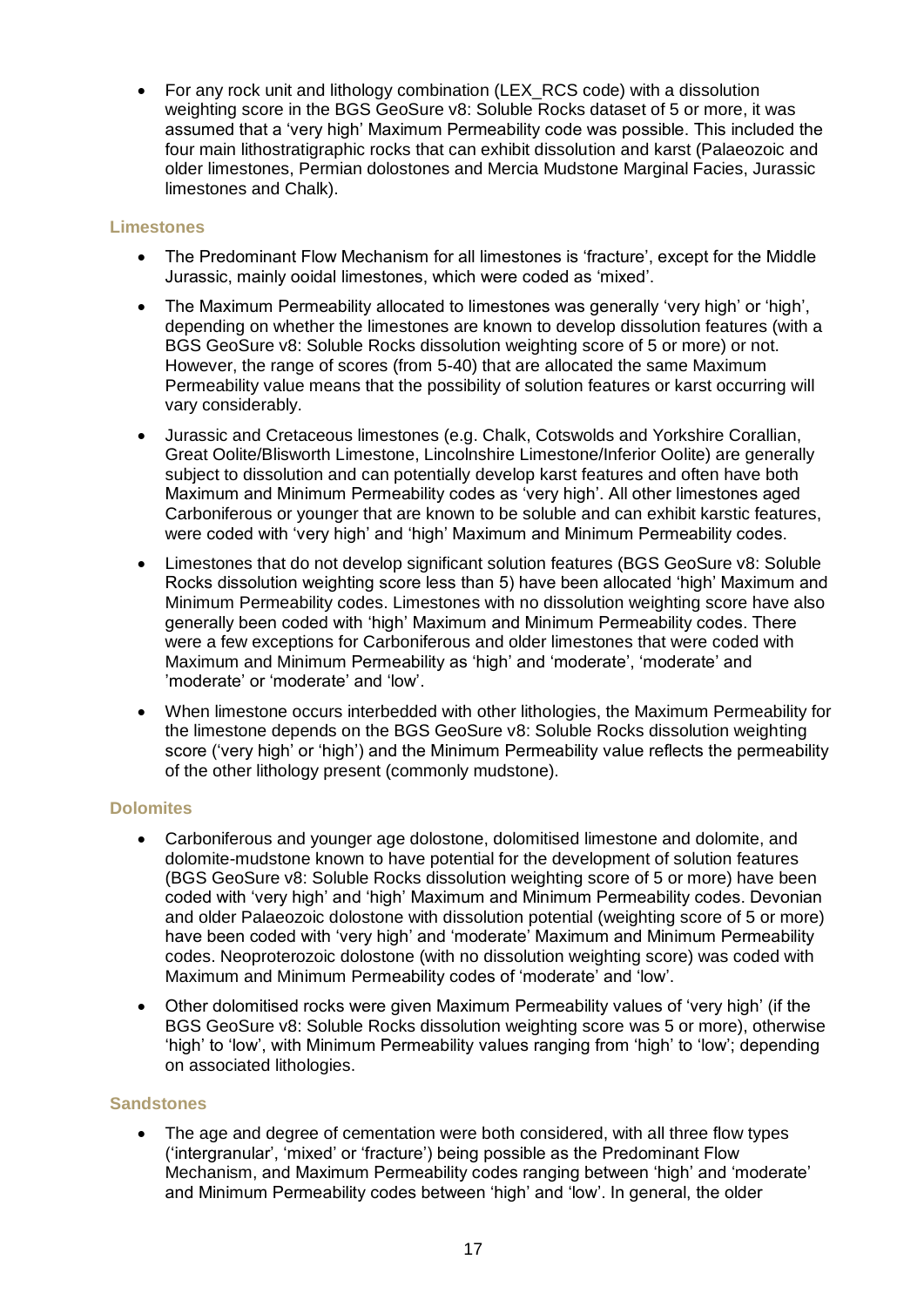- For any rock unit and lithology combination (LEX_RCS code) with a dissolution weighting score in the BGS GeoSure v8: Soluble Rocks dataset of 5 or more, it was assumed that a 'very high' Maximum Permeability code was possible. This included the four main lithostratigraphic rocks that can exhibit dissolution and karst (Palaeozoic and older limestones, Permian dolostones and Mercia Mudstone Marginal Facies, Jurassic limestones and Chalk).

### Limestones

- The Predominant Flow Mechanism for all limestones is 'fracture', except for the Middle Jurassic, mainly ooidal limestones, which were coded as 'mixed'.
- The Maximum Permeability allocated to limestones was generally 'very high' or 'high', depending on whether the limestones are known to develop dissolution features (with a BGS GeoSure v8: Soluble Rocks dissolution weighting score of 5 or more) or not. However, the range of scores (from 5-40) that are allocated the same Maximum Permeability value means that the possibility of solution features or karst occurring will vary considerably.
- Jurassic and Cretaceous limestones (e.g. Chalk, Cotswolds and Yorkshire Corallian, Great Oolite/Blisworth Limestone, Lincolnshire Limestone/Inferior Oolite) are generally subject to dissolution and can potentially develop karst features and often have both Maximum and Minimum Permeability codes as 'very high'. All other limestones aged Carboniferous or younger that are known to be soluble and can exhibit karstic features, were coded with 'very high' and 'high' Maximum and Minimum Permeability codes.
- Limestones that do not develop significant solution features (BGS GeoSure v8: Soluble Rocks dissolution weighting score less than 5) have been allocated 'high' Maximum and Minimum Permeability codes. Limestones with no dissolution weighting score have also generally been coded with 'high' Maximum and Minimum Permeability codes. There were a few exceptions for Carboniferous and older limestones that were coded with Maximum and Minimum Permeability as 'high' and 'moderate', 'moderate' and 'moderate' or 'moderate' and 'low'.
- When limestone occurs interbedded with other lithologies, the Maximum Permeability for the limestone depends on the BGS GeoSure v8: Soluble Rocks dissolution weighting score ('very high' or 'high') and the Minimum Permeability value reflects the permeability of the other lithology present (commonly mudstone).

### Dolomites

- Carboniferous and younger age dolostone, dolomitised limestone and dolomite, and dolomite-mudstone known to have potential for the development of solution features (BGS GeoSure v8: Soluble Rocks dissolution weighting score of 5 or more) have been coded with 'very high' and 'high' Maximum and Minimum Permeability codes. Devonian and older Palaeozoic dolostone with dissolution potential (weighting score of 5 or more) have been coded with 'very high' and 'moderate' Maximum and Minimum Permeability codes. Neoproterozoic dolostone (with no dissolution weighting score) was coded with Maximum and Minimum Permeability codes of 'moderate' and 'low'.
- Other dolomitised rocks were given Maximum Permeability values of 'very high' (if the BGS GeoSure v8: Soluble Rocks dissolution weighting score was 5 or more), otherwise 'high' to 'low', with Minimum Permeability values ranging from 'high' to 'low'; depending on associated lithologies.

### Sandstones

- The age and degree of cementation were both considered, with all three flow types ('intergranular', 'mixed' or 'fracture') being possible as the Predominant Flow Mechanism, and Maximum Permeability codes ranging between 'high' and 'moderate' and Minimum Permeability codes between 'high' and 'low'. In general, the older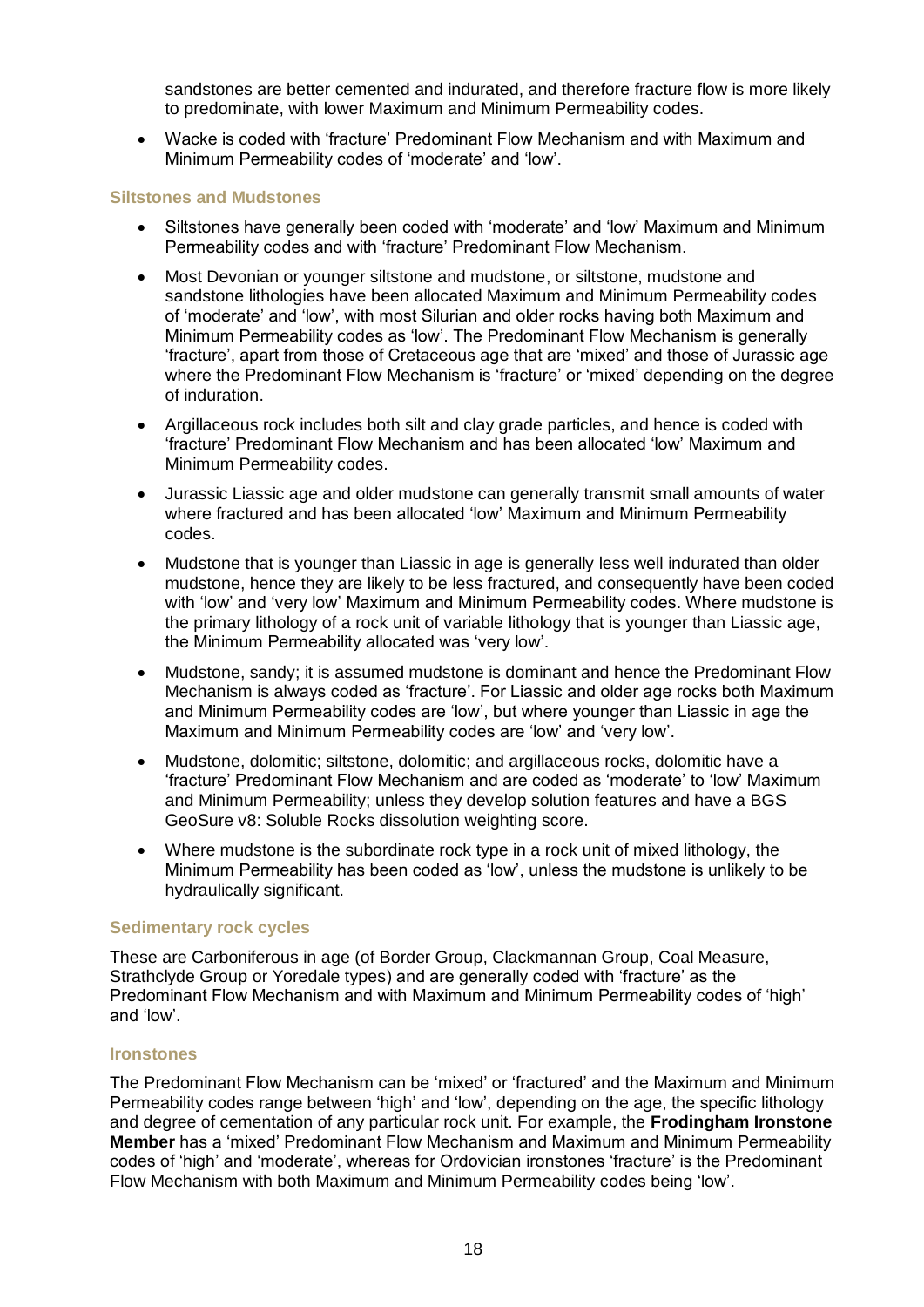sandstones are better cemented and indurated, and therefore fracture flow is more likely to predominate, with lower Maximum and Minimum Permeability codes.

- Wacke is coded with 'fracture' Predominant Flow Mechanism and with Maximum and Minimum Permeability codes of 'moderate' and 'low'.

### Siltstones and Mudstones

- Siltstones have generally been coded with 'moderate' and 'low' Maximum and Minimum Permeability codes and with 'fracture' Predominant Flow Mechanism.
- Most Devonian or younger siltstone and mudstone, or siltstone, mudstone and sandstone lithologies have been allocated Maximum and Minimum Permeability codes of 'moderate' and 'low', with most Silurian and older rocks having both Maximum and Minimum Permeability codes as 'low'. The Predominant Flow Mechanism is generally 'fracture', apart from those of Cretaceous age that are 'mixed' and those of Jurassic age where the Predominant Flow Mechanism is 'fracture' or 'mixed' depending on the degree of induration.
- Argillaceous rock includes both silt and clay grade particles, and hence is coded with 'fracture' Predominant Flow Mechanism and has been allocated 'low' Maximum and Minimum Permeability codes.
- Jurassic Liassic age and older mudstone can generally transmit small amounts of water where fractured and has been allocated 'low' Maximum and Minimum Permeability codes.
- Mudstone that is younger than Liassic in age is generally less well indurated than older mudstone, hence they are likely to be less fractured, and consequently have been coded with 'low' and 'very low' Maximum and Minimum Permeability codes. Where mudstone is the primary lithology of a rock unit of variable lithology that is younger than Liassic age, the Minimum Permeability allocated was 'very low'.
- Mudstone, sandy; it is assumed mudstone is dominant and hence the Predominant Flow Mechanism is always coded as 'fracture'. For Liassic and older age rocks both Maximum and Minimum Permeability codes are 'low', but where younger than Liassic in age the Maximum and Minimum Permeability codes are 'low' and 'very low'.
- Mudstone, dolomitic; siltstone, dolomitic; and argillaceous rocks, dolomitic have a 'fracture' Predominant Flow Mechanism and are coded as 'moderate' to 'low' Maximum and Minimum Permeability; unless they develop solution features and have a BGS GeoSure v8: Soluble Rocks dissolution weighting score.
- Where mudstone is the subordinate rock type in a rock unit of mixed lithology, the Minimum Permeability has been coded as 'low', unless the mudstone is unlikely to be hydraulically significant.

### Sedimentary rock cycles

These are Carboniferous in age (of Border Group, Clackmannan Group, Coal Measure, Strathclyde Group or Yoredale types) and are generally coded with 'fracture' as the Predominant Flow Mechanism and with Maximum and Minimum Permeability codes of 'high' and 'low'.

### Ironstones

The Predominant Flow Mechanism can be 'mixed' or 'fractured' and the Maximum and Minimum Permeability codes range between 'high' and 'low', depending on the age, the specific lithology and degree of cementation of any particular rock unit. For example, the **Frodingham Ironstone Member** has a 'mixed' Predominant Flow Mechanism and Maximum and Minimum Permeability codes of 'high' and 'moderate', whereas for Ordovician ironstones 'fracture' is the Predominant Flow Mechanism with both Maximum and Minimum Permeability codes being 'low'.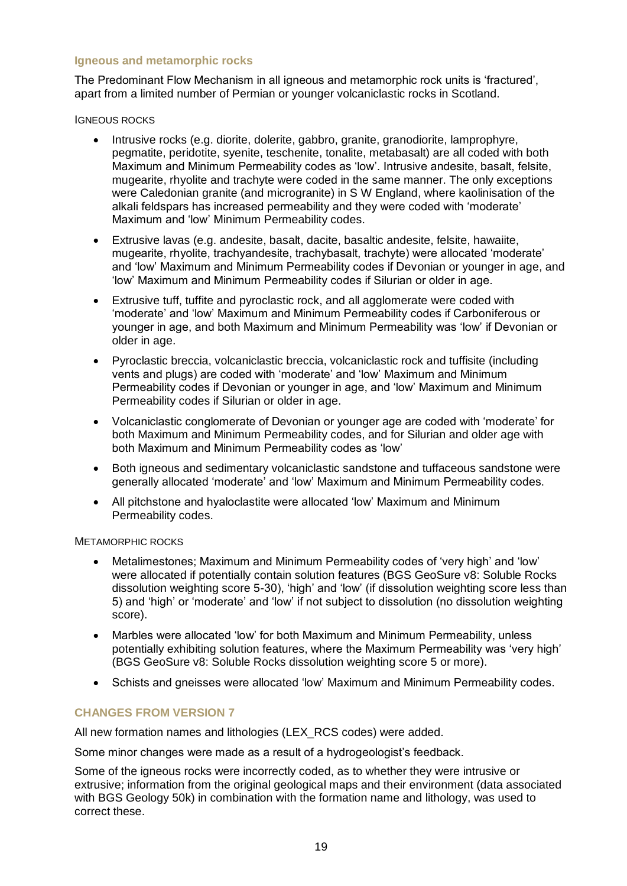### Igneous and metamorphic rocks

The Predominant Flow Mechanism in all igneous and metamorphic rock units is 'fractured', apart from a limited number of Permian or younger volcaniclastic rocks in Scotland.

IGNEOUS ROCKS

- Intrusive rocks (e.g. diorite, dolerite, gabbro, granite, granodiorite, lamprophyre, pegmatite, peridotite, syenite, teschenite, tonalite, metabasalt) are all coded with both Maximum and Minimum Permeability codes as 'low'. Intrusive andesite, basalt, felsite, mugearite, rhyolite and trachyte were coded in the same manner. The only exceptions were Caledonian granite (and microgranite) in S W England, where kaolinisation of the alkali feldspars has increased permeability and they were coded with 'moderate' Maximum and 'low' Minimum Permeability codes.
- Extrusive lavas (e.g. andesite, basalt, dacite, basaltic andesite, felsite, hawaiite, mugearite, rhyolite, trachyandesite, trachybasalt, trachyte) were allocated 'moderate' and 'low' Maximum and Minimum Permeability codes if Devonian or younger in age, and 'low' Maximum and Minimum Permeability codes if Silurian or older in age.
- Extrusive tuff, tuffite and pyroclastic rock, and all agglomerate were coded with 'moderate' and 'low' Maximum and Minimum Permeability codes if Carboniferous or younger in age, and both Maximum and Minimum Permeability was 'low' if Devonian or older in age.
- Pyroclastic breccia, volcaniclastic breccia, volcaniclastic rock and tuffisite (including vents and plugs) are coded with 'moderate' and 'low' Maximum and Minimum Permeability codes if Devonian or younger in age, and 'low' Maximum and Minimum Permeability codes if Silurian or older in age.
- Volcaniclastic conglomerate of Devonian or younger age are coded with 'moderate' for both Maximum and Minimum Permeability codes, and for Silurian and older age with both Maximum and Minimum Permeability codes as 'low'
- Both igneous and sedimentary volcaniclastic sandstone and tuffaceous sandstone were generally allocated 'moderate' and 'low' Maximum and Minimum Permeability codes.
- All pitchstone and hyaloclastite were allocated 'low' Maximum and Minimum Permeability codes.

METAMORPHIC ROCKS

- Metalimestones; Maximum and Minimum Permeability codes of 'very high' and 'low' were allocated if potentially contain solution features (BGS GeoSure v8: Soluble Rocks dissolution weighting score 5-30), 'high' and 'low' (if dissolution weighting score less than 5) and 'high' or 'moderate' and 'low' if not subject to dissolution (no dissolution weighting score).
- Marbles were allocated 'low' for both Maximum and Minimum Permeability, unless potentially exhibiting solution features, where the Maximum Permeability was 'very high' (BGS GeoSure v8: Soluble Rocks dissolution weighting score 5 or more).
- Schists and gneisses were allocated 'low' Maximum and Minimum Permeability codes.

## CHANGES FROM VERSION 7

All new formation names and lithologies (LEX_RCS codes) were added.

Some minor changes were made as a result of a hydrogeologist's feedback.

Some of the igneous rocks were incorrectly coded, as to whether they were intrusive or extrusive; information from the original geological maps and their environment (data associated with BGS Geology 50k) in combination with the formation name and lithology, was used to correct these.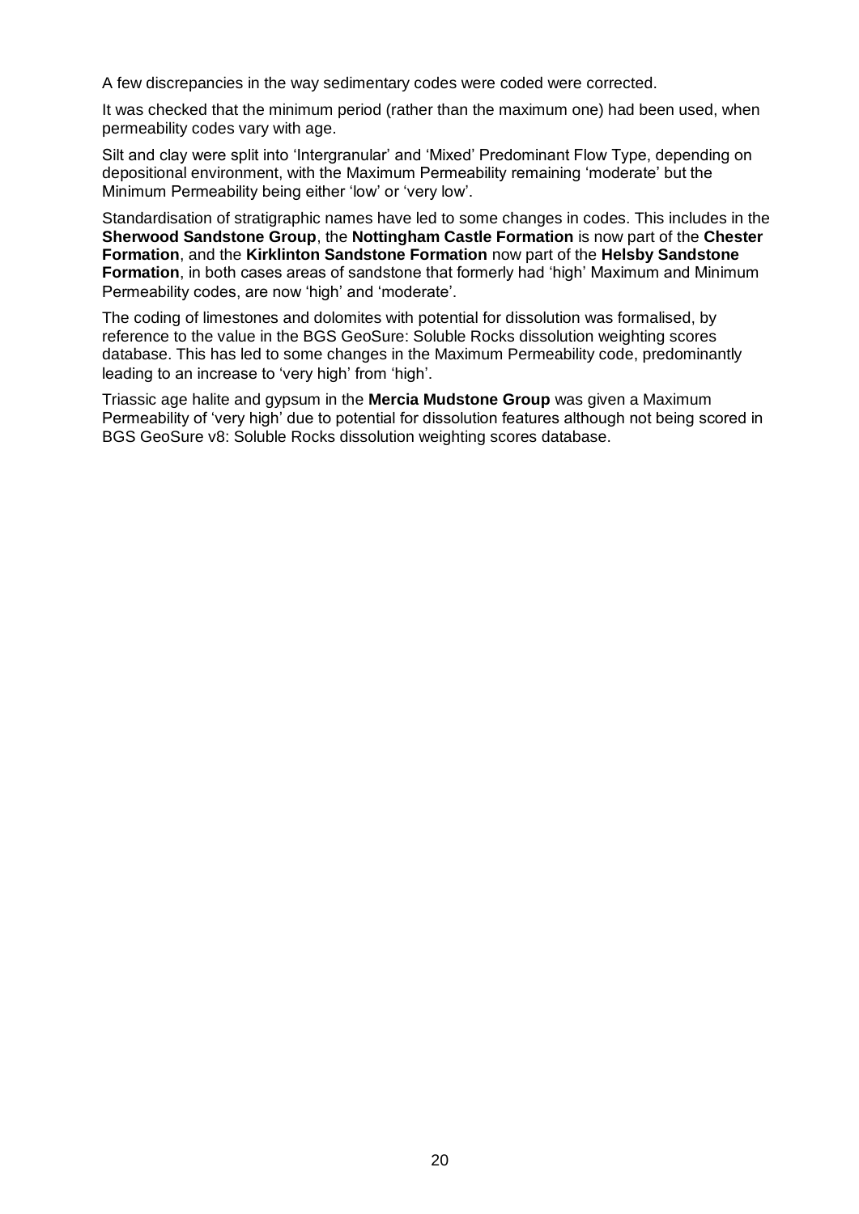A few discrepancies in the way sedimentary codes were coded were corrected.

It was checked that the minimum period (rather than the maximum one) had been used, when permeability codes vary with age.

Silt and clay were split into 'Intergranular' and 'Mixed' Predominant Flow Type, depending on depositional environment, with the Maximum Permeability remaining 'moderate' but the Minimum Permeability being either 'low' or 'very low'.

Standardisation of stratigraphic names have led to some changes in codes. This includes in the **Sherwood Sandstone Group**, the **Nottingham Castle Formation** is now part of the **Chester Formation**, and the **Kirklinton Sandstone Formation** now part of the **Helsby Sandstone Formation**, in both cases areas of sandstone that formerly had 'high' Maximum and Minimum Permeability codes, are now 'high' and 'moderate'.

The coding of limestones and dolomites with potential for dissolution was formalised, by reference to the value in the BGS GeoSure: Soluble Rocks dissolution weighting scores database. This has led to some changes in the Maximum Permeability code, predominantly leading to an increase to 'very high' from 'high'.

Triassic age halite and gypsum in the **Mercia Mudstone Group** was given a Maximum Permeability of 'very high' due to potential for dissolution features although not being scored in BGS GeoSure v8: Soluble Rocks dissolution weighting scores database.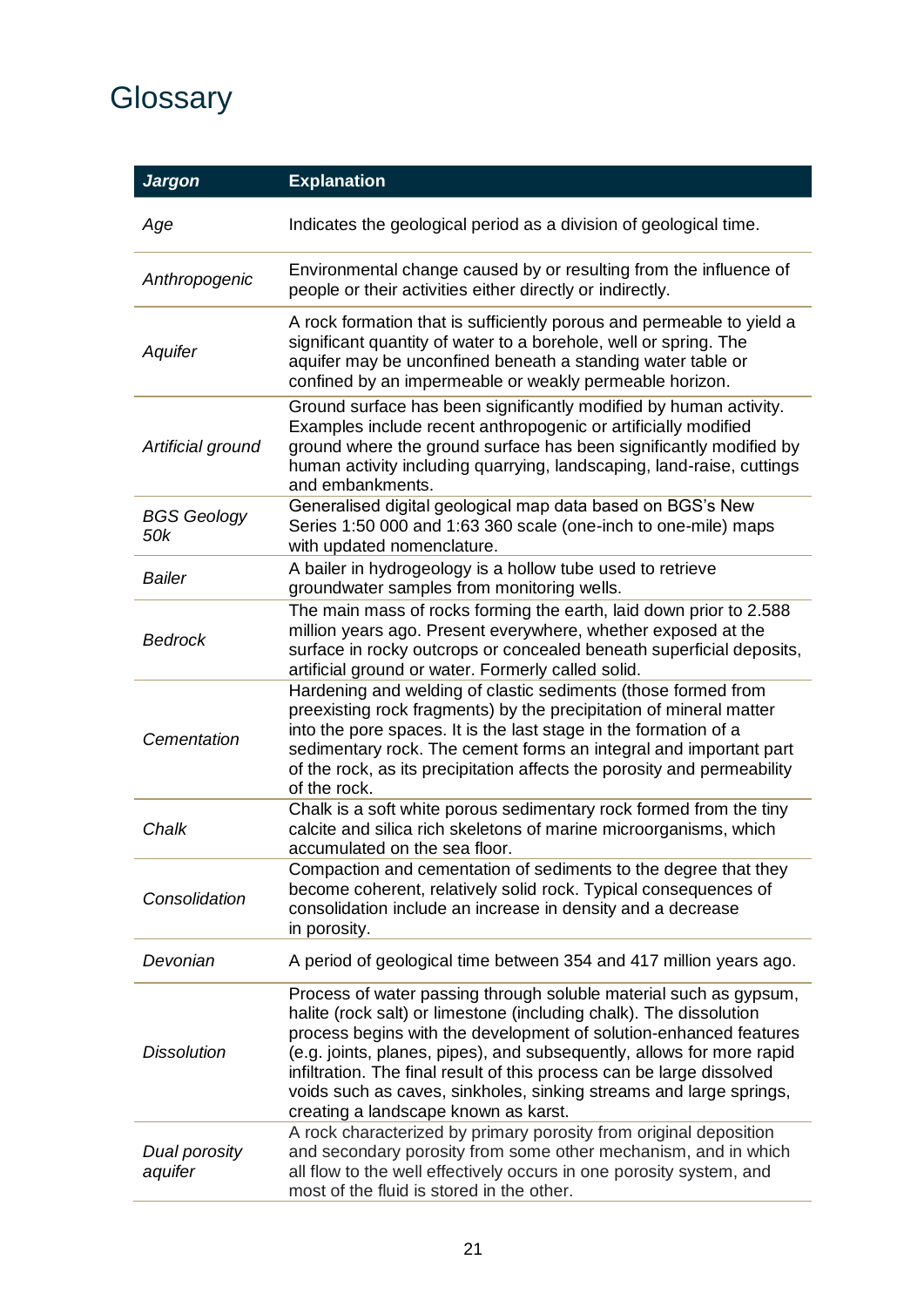# Glossary

| *Jargon* | Explanation |
|---|---|
| *Age* | Indicates the geological period as a division of geological time. |
| *Anthropogenic* | Environmental change caused by or resulting from the influence of people or their activities either directly or indirectly. |
| *Aquifer* | A rock formation that is sufficiently porous and permeable to yield a significant quantity of water to a borehole, well or spring. The aquifer may be unconfined beneath a standing water table or confined by an impermeable or weakly permeable horizon. |
| *Artificial ground* | Ground surface has been significantly modified by human activity. Examples include recent anthropogenic or artificially modified ground where the ground surface has been significantly modified by human activity including quarrying, landscaping, land-raise, cuttings and embankments. |
| *BGS Geology 50k* | Generalised digital geological map data based on BGS's New Series 1:50 000 and 1:63 360 scale (one-inch to one-mile) maps with updated nomenclature. |
| *Bailer* | A bailer in hydrogeology is a hollow tube used to retrieve groundwater samples from monitoring wells. |
| *Bedrock* | The main mass of rocks forming the earth, laid down prior to 2.588 million years ago. Present everywhere, whether exposed at the surface in rocky outcrops or concealed beneath superficial deposits, artificial ground or water. Formerly called solid. |
| *Cementation* | Hardening and welding of clastic sediments (those formed from preexisting rock fragments) by the precipitation of mineral matter into the pore spaces. It is the last stage in the formation of a sedimentary rock. The cement forms an integral and important part of the rock, as its precipitation affects the porosity and permeability of the rock. |
| *Chalk* | Chalk is a soft white porous sedimentary rock formed from the tiny calcite and silica rich skeletons of marine microorganisms, which accumulated on the sea floor. |
| *Consolidation* | Compaction and cementation of sediments to the degree that they become coherent, relatively solid rock. Typical consequences of consolidation include an increase in density and a decrease in porosity. |
| *Devonian* | A period of geological time between 354 and 417 million years ago. |
| *Dissolution* | Process of water passing through soluble material such as gypsum, halite (rock salt) or limestone (including chalk). The dissolution process begins with the development of solution-enhanced features (e.g. joints, planes, pipes), and subsequently, allows for more rapid infiltration. The final result of this process can be large dissolved voids such as caves, sinkholes, sinking streams and large springs, creating a landscape known as karst. |
| *Dual porosity aquifer* | A rock characterized by primary porosity from original deposition and secondary porosity from some other mechanism, and in which all flow to the well effectively occurs in one porosity system, and most of the fluid is stored in the other. |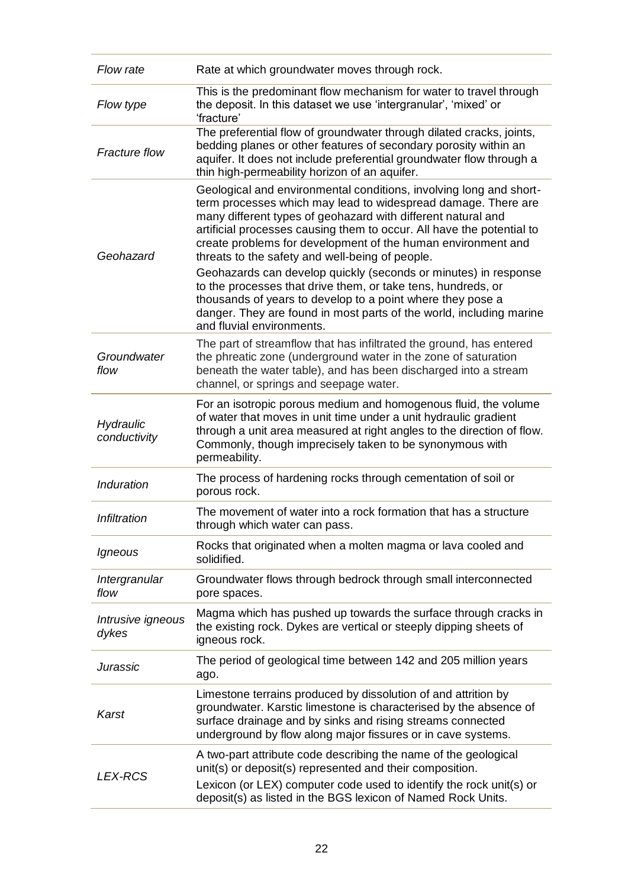| | |
|---|---|
| *Flow rate* | Rate at which groundwater moves through rock. |
| *Flow type* | This is the predominant flow mechanism for water to travel through the deposit. In this dataset we use 'intergranular', 'mixed' or 'fracture' |
| *Fracture flow* | The preferential flow of groundwater through dilated cracks, joints, bedding planes or other features of secondary porosity within an aquifer. It does not include preferential groundwater flow through a thin high-permeability horizon of an aquifer. |
| *Geohazard* | Geological and environmental conditions, involving long and short-term processes which may lead to widespread damage. There are many different types of geohazard with different natural and artificial processes causing them to occur. All have the potential to create problems for development of the human environment and threats to the safety and well-being of people.<br>Geohazards can develop quickly (seconds or minutes) in response to the processes that drive them, or take tens, hundreds, or thousands of years to develop to a point where they pose a danger. They are found in most parts of the world, including marine and fluvial environments. |
| *Groundwater flow* | The part of streamflow that has infiltrated the ground, has entered the phreatic zone (underground water in the zone of saturation beneath the water table), and has been discharged into a stream channel, or springs and seepage water. |
| *Hydraulic conductivity* | For an isotropic porous medium and homogenous fluid, the volume of water that moves in unit time under a unit hydraulic gradient through a unit area measured at right angles to the direction of flow. Commonly, though imprecisely taken to be synonymous with permeability. |
| *Induration* | The process of hardening rocks through cementation of soil or porous rock. |
| *Infiltration* | The movement of water into a rock formation that has a structure through which water can pass. |
| *Igneous* | Rocks that originated when a molten magma or lava cooled and solidified. |
| *Intergranular flow* | Groundwater flows through bedrock through small interconnected pore spaces. |
| *Intrusive igneous dykes* | Magma which has pushed up towards the surface through cracks in the existing rock. Dykes are vertical or steeply dipping sheets of igneous rock. |
| *Jurassic* | The period of geological time between 142 and 205 million years ago. |
| *Karst* | Limestone terrains produced by dissolution of and attrition by groundwater. Karstic limestone is characterised by the absence of surface drainage and by sinks and rising streams connected underground by flow along major fissures or in cave systems. |
| *LEX-RCS* | A two-part attribute code describing the name of the geological unit(s) or deposit(s) represented and their composition.<br>Lexicon (or LEX) computer code used to identify the rock unit(s) or deposit(s) as listed in the BGS lexicon of Named Rock Units. |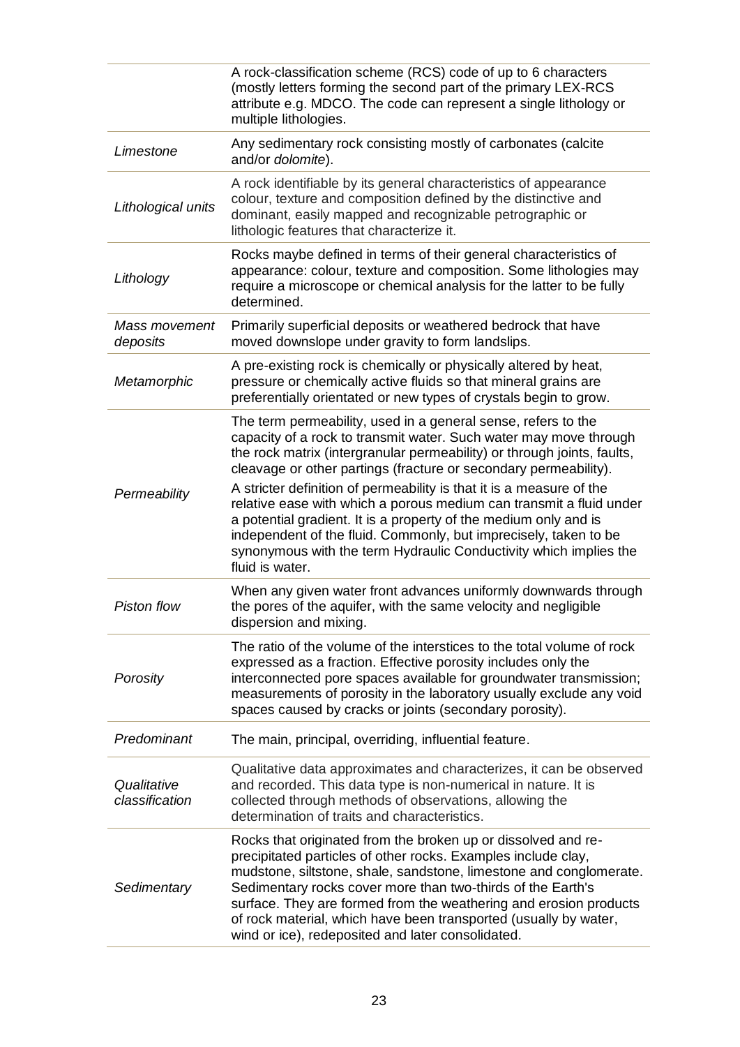| | |
|---|---|
| | A rock-classification scheme (RCS) code of up to 6 characters (mostly letters forming the second part of the primary LEX-RCS attribute e.g. MDCO. The code can represent a single lithology or multiple lithologies. |
| *Limestone* | Any sedimentary rock consisting mostly of carbonates (calcite and/or *dolomite*). |
| *Lithological units* | A rock identifiable by its general characteristics of appearance colour, texture and composition defined by the distinctive and dominant, easily mapped and recognizable petrographic or lithologic features that characterize it. |
| *Lithology* | Rocks maybe defined in terms of their general characteristics of appearance: colour, texture and composition. Some lithologies may require a microscope or chemical analysis for the latter to be fully determined. |
| *Mass movement deposits* | Primarily superficial deposits or weathered bedrock that have moved downslope under gravity to form landslips. |
| *Metamorphic* | A pre-existing rock is chemically or physically altered by heat, pressure or chemically active fluids so that mineral grains are preferentially orientated or new types of crystals begin to grow. |
| *Permeability* | The term permeability, used in a general sense, refers to the capacity of a rock to transmit water. Such water may move through the rock matrix (intergranular permeability) or through joints, faults, cleavage or other partings (fracture or secondary permeability).<br>A stricter definition of permeability is that it is a measure of the relative ease with which a porous medium can transmit a fluid under a potential gradient. It is a property of the medium only and is independent of the fluid. Commonly, but imprecisely, taken to be synonymous with the term Hydraulic Conductivity which implies the fluid is water. |
| *Piston flow* | When any given water front advances uniformly downwards through the pores of the aquifer, with the same velocity and negligible dispersion and mixing. |
| *Porosity* | The ratio of the volume of the interstices to the total volume of rock expressed as a fraction. Effective porosity includes only the interconnected pore spaces available for groundwater transmission; measurements of porosity in the laboratory usually exclude any void spaces caused by cracks or joints (secondary porosity). |
| *Predominant* | The main, principal, overriding, influential feature. |
| *Qualitative classification* | Qualitative data approximates and characterizes, it can be observed and recorded. This data type is non-numerical in nature. It is collected through methods of observations, allowing the determination of traits and characteristics. |
| *Sedimentary* | Rocks that originated from the broken up or dissolved and re-precipitated particles of other rocks. Examples include clay, mudstone, siltstone, shale, sandstone, limestone and conglomerate. Sedimentary rocks cover more than two-thirds of the Earth's surface. They are formed from the weathering and erosion products of rock material, which have been transported (usually by water, wind or ice), redeposited and later consolidated. |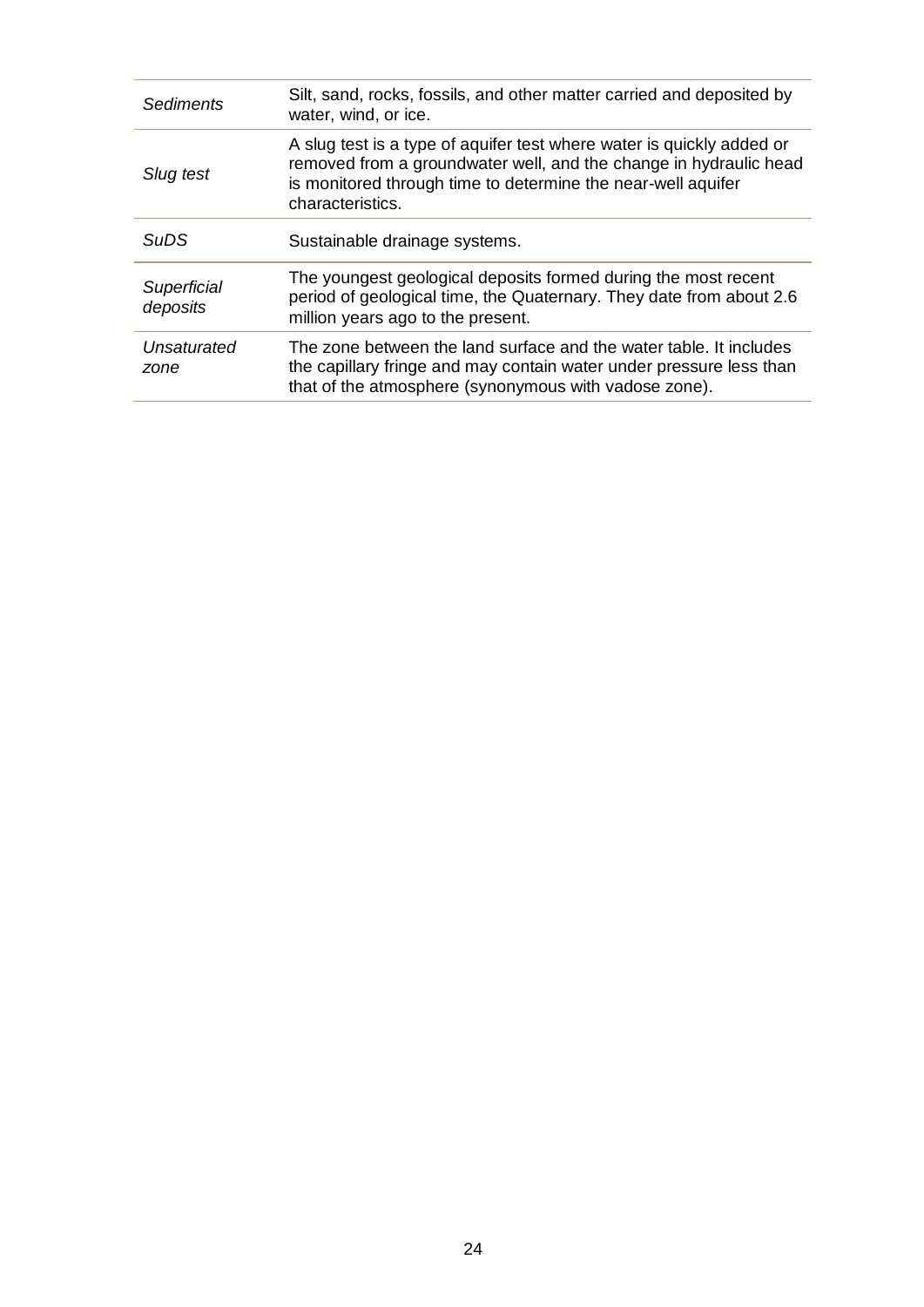| | |
|---|---|
| *Sediments* | Silt, sand, rocks, fossils, and other matter carried and deposited by water, wind, or ice. |
| *Slug test* | A slug test is a type of aquifer test where water is quickly added or removed from a groundwater well, and the change in hydraulic head is monitored through time to determine the near-well aquifer characteristics. |
| *SuDS* | Sustainable drainage systems. |
| *Superficial deposits* | The youngest geological deposits formed during the most recent period of geological time, the Quaternary. They date from about 2.6 million years ago to the present. |
| *Unsaturated zone* | The zone between the land surface and the water table. It includes the capillary fringe and may contain water under pressure less than that of the atmosphere (synonymous with vadose zone). |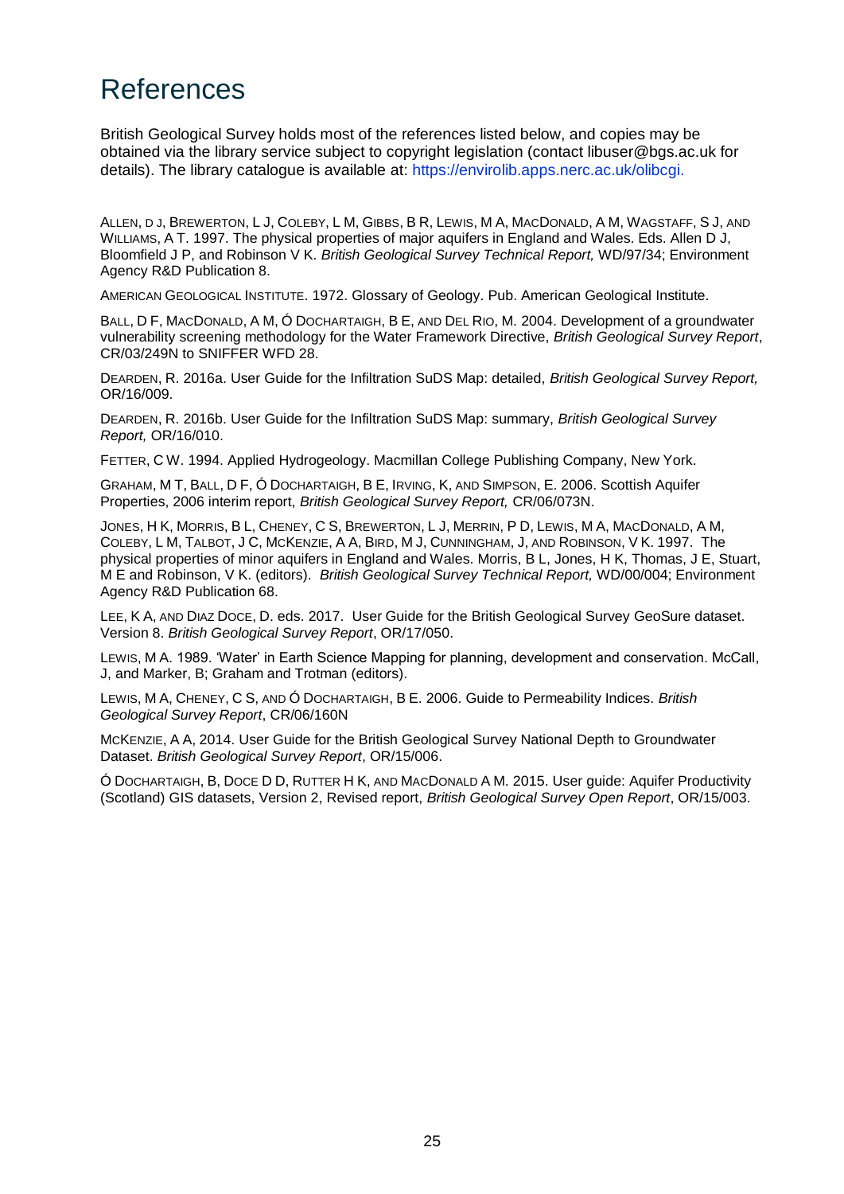# References

British Geological Survey holds most of the references listed below, and copies may be obtained via the library service subject to copyright legislation (contact libuser@bgs.ac.uk for details). The library catalogue is available at: https://envirolib.apps.nerc.ac.uk/olibcgi.

ALLEN, D J, BREWERTON, L J, COLEBY, L M, GIBBS, B R, LEWIS, M A, MACDONALD, A M, WAGSTAFF, S J, AND WILLIAMS, A T. 1997. The physical properties of major aquifers in England and Wales. Eds. Allen D J, Bloomfield J P, and Robinson V K. *British Geological Survey Technical Report,* WD/97/34; Environment Agency R&D Publication 8.

AMERICAN GEOLOGICAL INSTITUTE. 1972. Glossary of Geology. Pub. American Geological Institute.

BALL, D F, MACDONALD, A M, Ó DOCHARTAIGH, B E, AND DEL RIO, M. 2004. Development of a groundwater vulnerability screening methodology for the Water Framework Directive, *British Geological Survey Report*, CR/03/249N to SNIFFER WFD 28.

DEARDEN, R. 2016a. User Guide for the Infiltration SuDS Map: detailed, *British Geological Survey Report,* OR/16/009.

DEARDEN, R. 2016b. User Guide for the Infiltration SuDS Map: summary, *British Geological Survey Report,* OR/16/010.

FETTER, C W. 1994. Applied Hydrogeology. Macmillan College Publishing Company, New York.

GRAHAM, M T, BALL, D F, Ó DOCHARTAIGH, B E, IRVING, K, AND SIMPSON, E. 2006. Scottish Aquifer Properties, 2006 interim report, *British Geological Survey Report,* CR/06/073N.

JONES, H K, MORRIS, B L, CHENEY, C S, BREWERTON, L J, MERRIN, P D, LEWIS, M A, MACDONALD, A M, COLEBY, L M, TALBOT, J C, MCKENZIE, A A, BIRD, M J, CUNNINGHAM, J, AND ROBINSON, V K. 1997. The physical properties of minor aquifers in England and Wales. Morris, B L, Jones, H K, Thomas, J E, Stuart, M E and Robinson, V K. (editors). *British Geological Survey Technical Report,* WD/00/004; Environment Agency R&D Publication 68.

LEE, K A, AND DIAZ DOCE, D. eds. 2017. User Guide for the British Geological Survey GeoSure dataset. Version 8. *British Geological Survey Report*, OR/17/050.

LEWIS, M A. 1989. 'Water' in Earth Science Mapping for planning, development and conservation. McCall, J, and Marker, B; Graham and Trotman (editors).

LEWIS, M A, CHENEY, C S, AND Ó DOCHARTAIGH, B E. 2006. Guide to Permeability Indices. *British Geological Survey Report*, CR/06/160N

MCKENZIE, A A, 2014. User Guide for the British Geological Survey National Depth to Groundwater Dataset. *British Geological Survey Report*, OR/15/006.

Ó DOCHARTAIGH, B, DOCE D D, RUTTER H K, AND MACDONALD A M. 2015. User guide: Aquifer Productivity (Scotland) GIS datasets, Version 2, Revised report, *British Geological Survey Open Report*, OR/15/003.